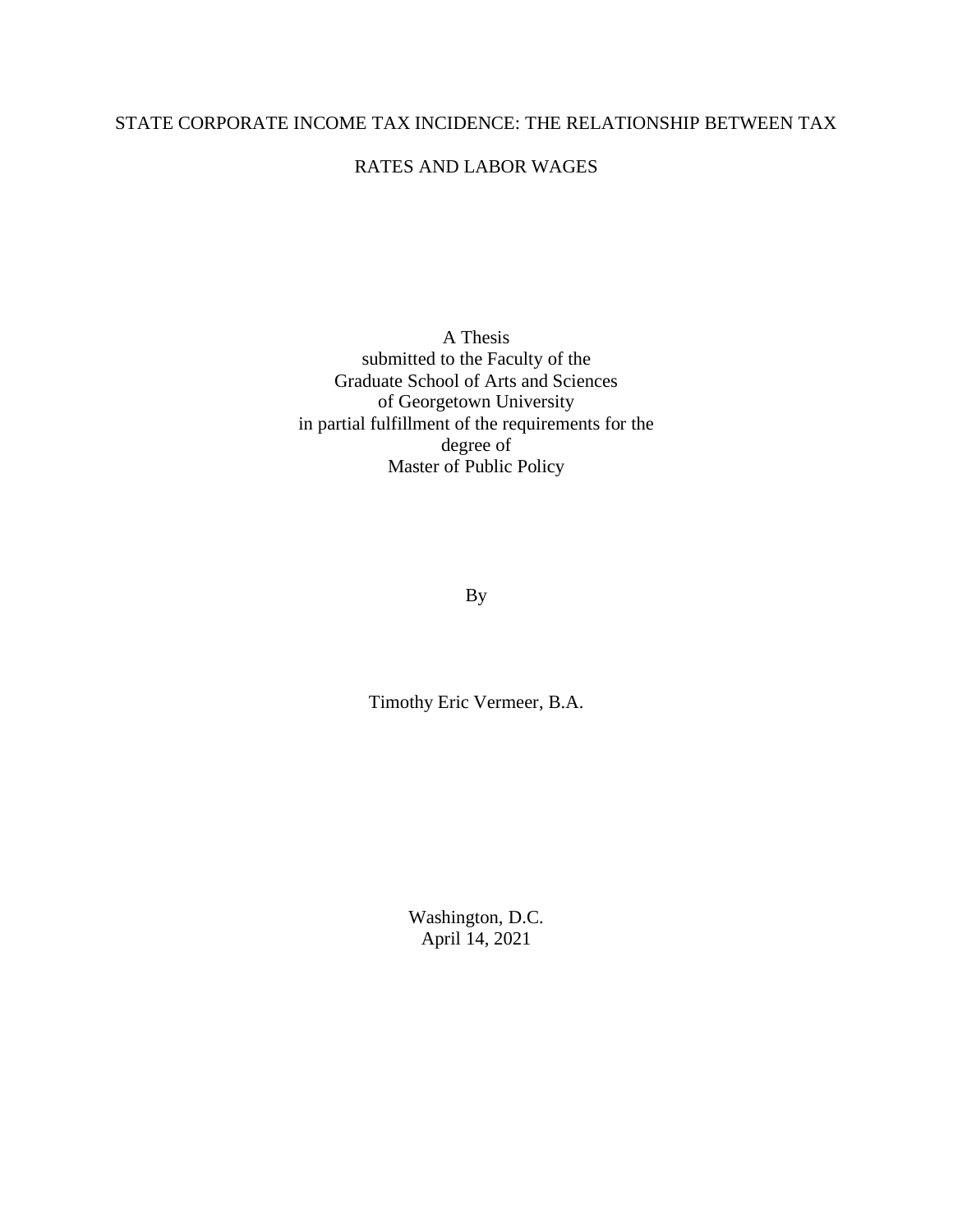# STATE CORPORATE INCOME TAX INCIDENCE: THE RELATIONSHIP BETWEEN TAX RATES AND LABOR WAGES

A Thesis
submitted to the Faculty of the
Graduate School of Arts and Sciences
of Georgetown University
in partial fulfillment of the requirements for the
degree of
Master of Public Policy

By

Timothy Eric Vermeer, B.A.

Washington, D.C.
April 14, 2021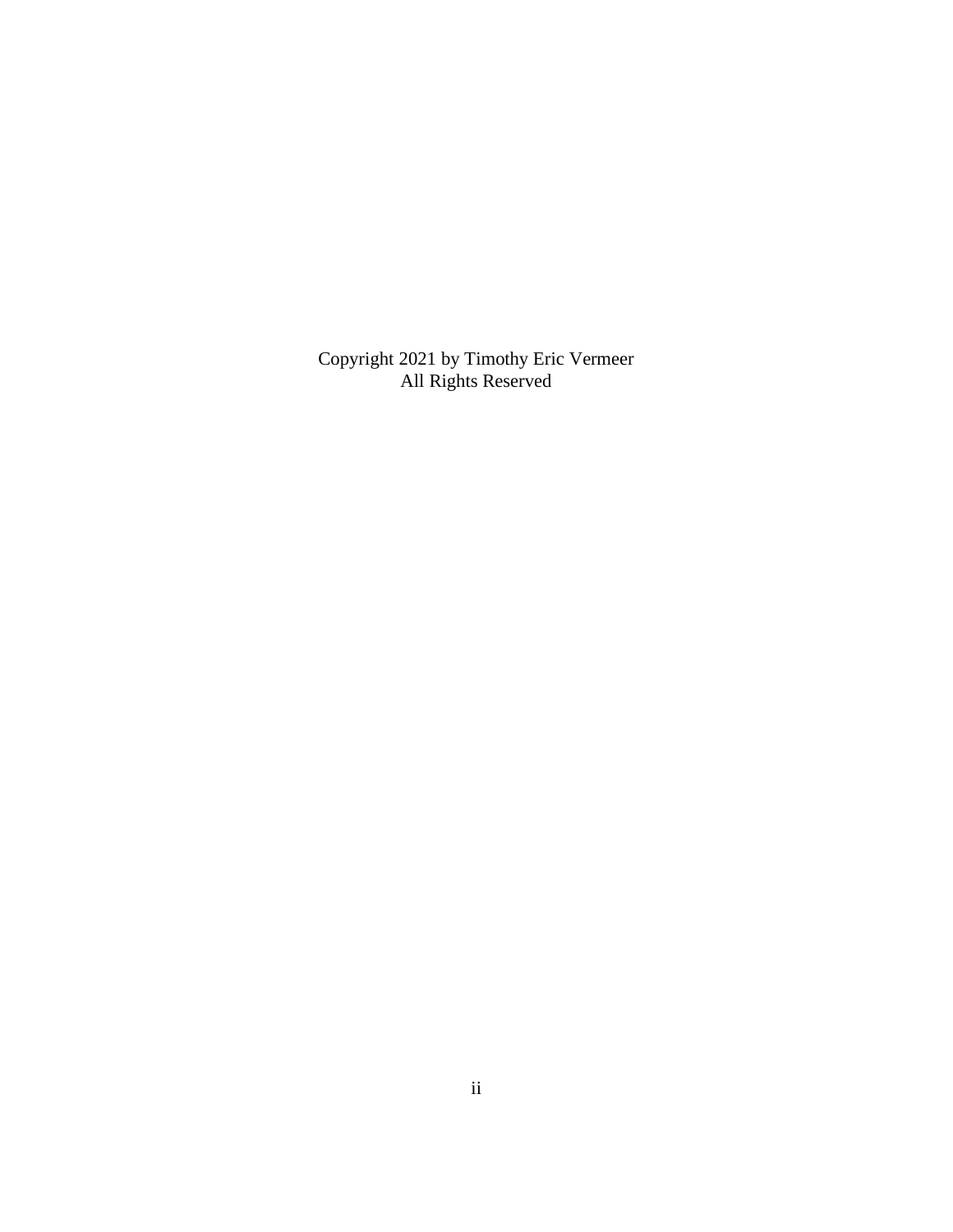Copyright 2021 by Timothy Eric Vermeer
All Rights Reserved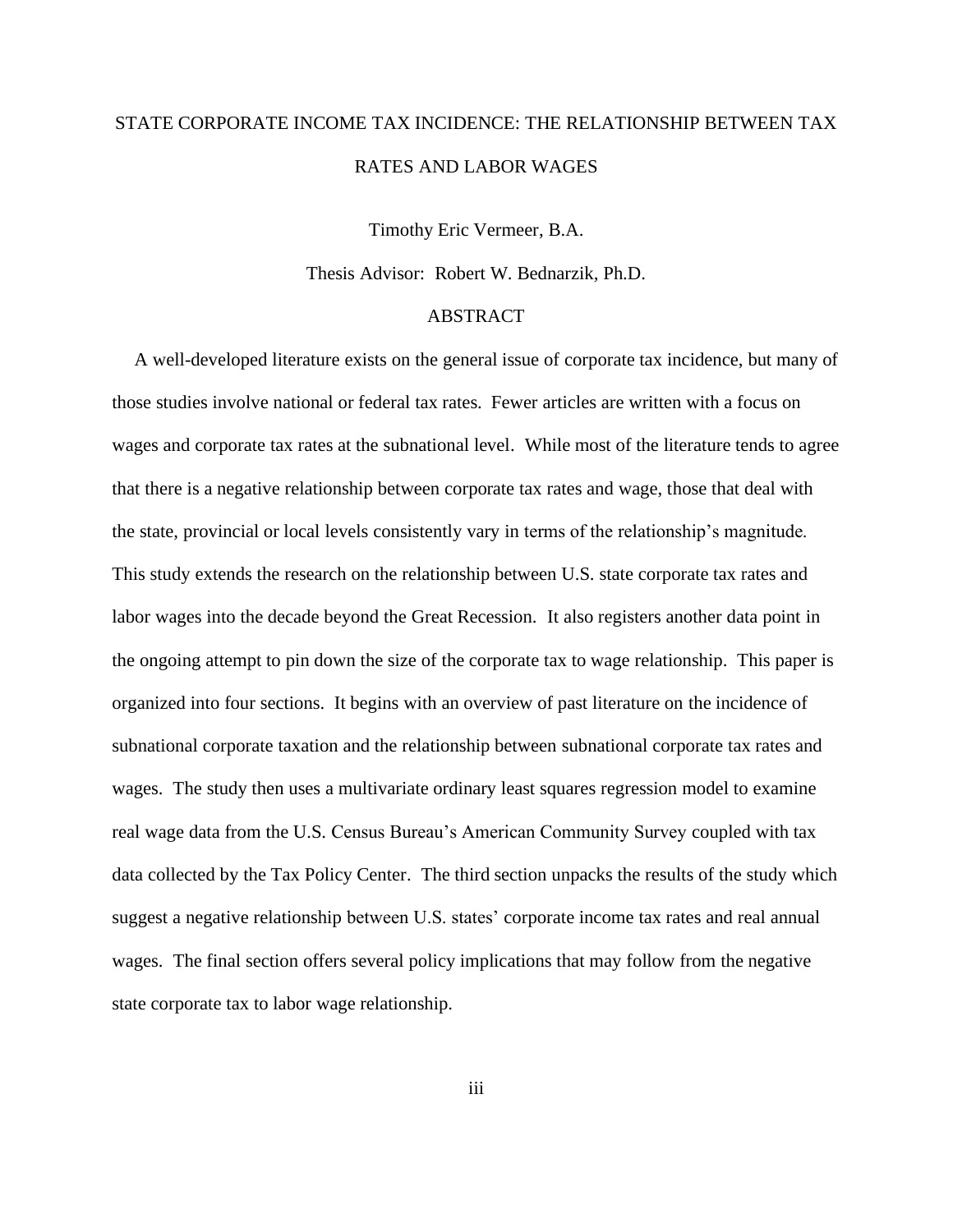# STATE CORPORATE INCOME TAX INCIDENCE: THE RELATIONSHIP BETWEEN TAX RATES AND LABOR WAGES

Timothy Eric Vermeer, B.A.

Thesis Advisor: Robert W. Bednarzik, Ph.D.

## ABSTRACT

A well-developed literature exists on the general issue of corporate tax incidence, but many of those studies involve national or federal tax rates. Fewer articles are written with a focus on wages and corporate tax rates at the subnational level. While most of the literature tends to agree that there is a negative relationship between corporate tax rates and wage, those that deal with the state, provincial or local levels consistently vary in terms of the relationship's magnitude. This study extends the research on the relationship between U.S. state corporate tax rates and labor wages into the decade beyond the Great Recession. It also registers another data point in the ongoing attempt to pin down the size of the corporate tax to wage relationship. This paper is organized into four sections. It begins with an overview of past literature on the incidence of subnational corporate taxation and the relationship between subnational corporate tax rates and wages. The study then uses a multivariate ordinary least squares regression model to examine real wage data from the U.S. Census Bureau's American Community Survey coupled with tax data collected by the Tax Policy Center. The third section unpacks the results of the study which suggest a negative relationship between U.S. states' corporate income tax rates and real annual wages. The final section offers several policy implications that may follow from the negative state corporate tax to labor wage relationship.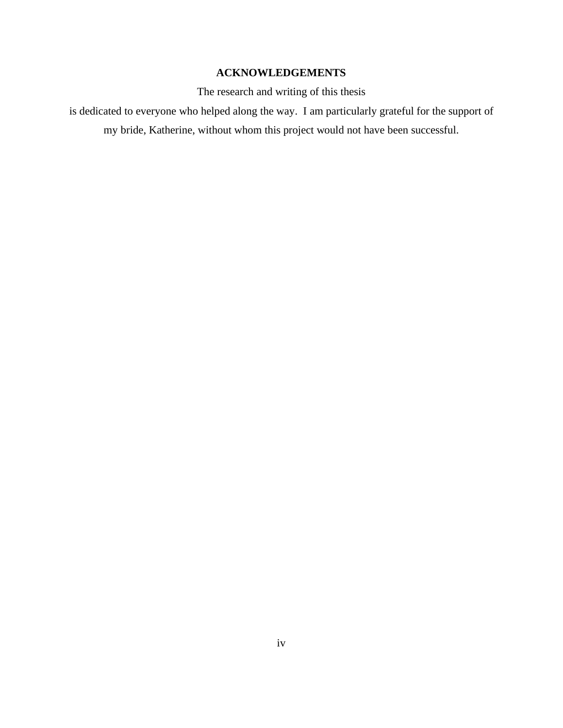# ACKNOWLEDGEMENTS

The research and writing of this thesis is dedicated to everyone who helped along the way. I am particularly grateful for the support of my bride, Katherine, without whom this project would not have been successful.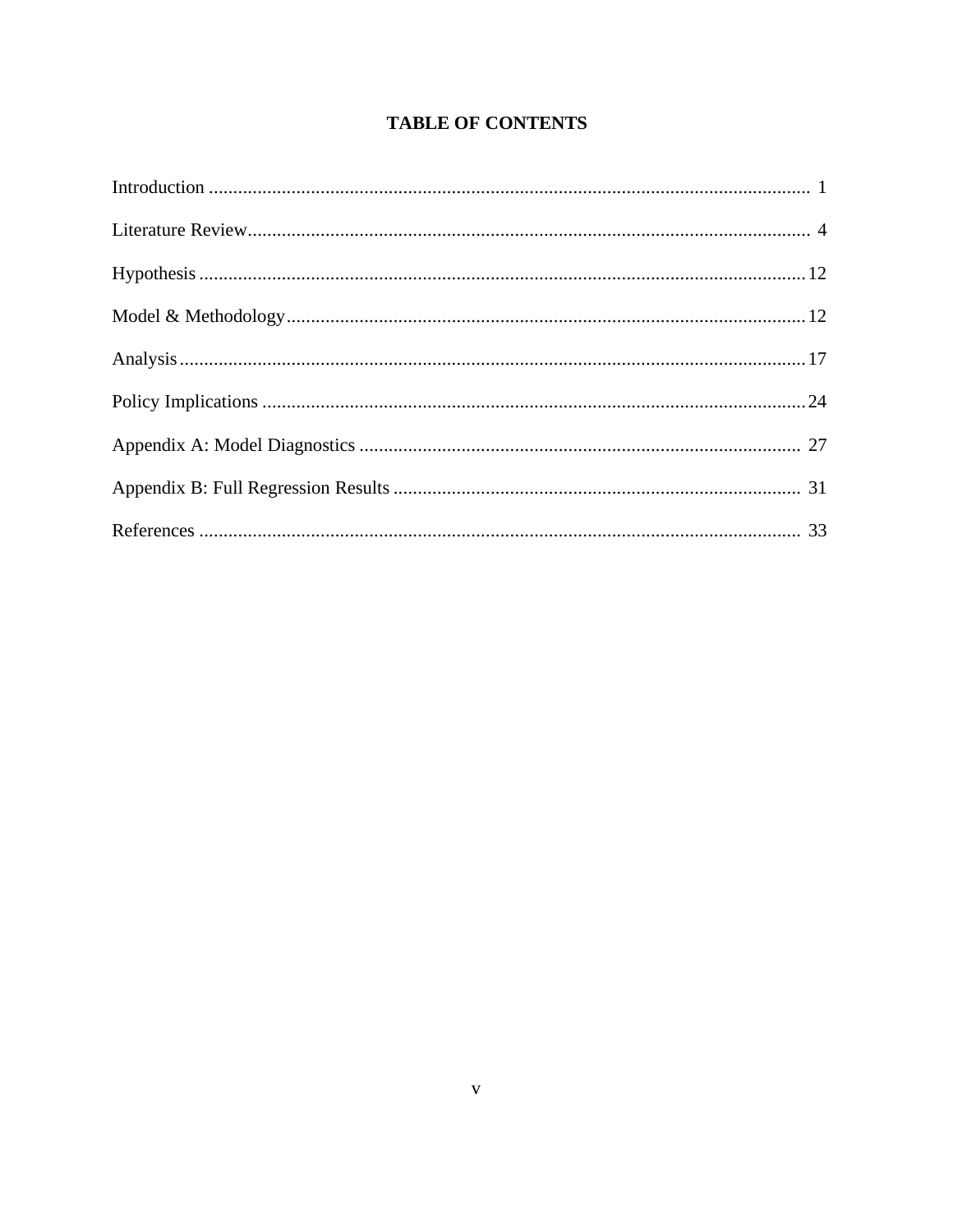# TABLE OF CONTENTS

Introduction ........................................................................................................................ 1

Literature Review................................................................................................................. 4

Hypothesis ......................................................................................................................... 12

Model & Methodology....................................................................................................... 12

Analysis.............................................................................................................................. 17

Policy Implications ............................................................................................................ 24

Appendix A: Model Diagnostics ........................................................................................ 27

Appendix B: Full Regression Results ................................................................................. 31

References .......................................................................................................................... 33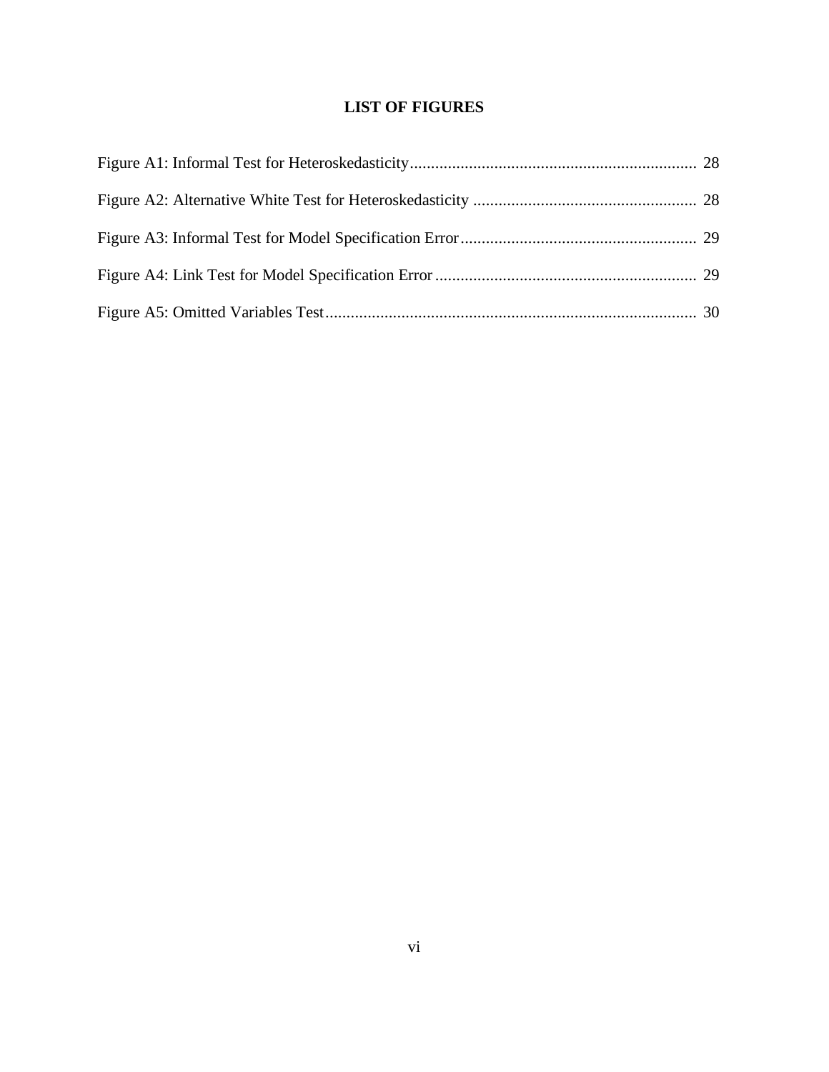**LIST OF FIGURES**

Figure A1: Informal Test for Heteroskedasticity .................................................................... 28

Figure A2: Alternative White Test for Heteroskedasticity ..................................................... 28

Figure A3: Informal Test for Model Specification Error ........................................................ 29

Figure A4: Link Test for Model Specification Error .............................................................. 29

Figure A5: Omitted Variables Test ......................................................................................... 30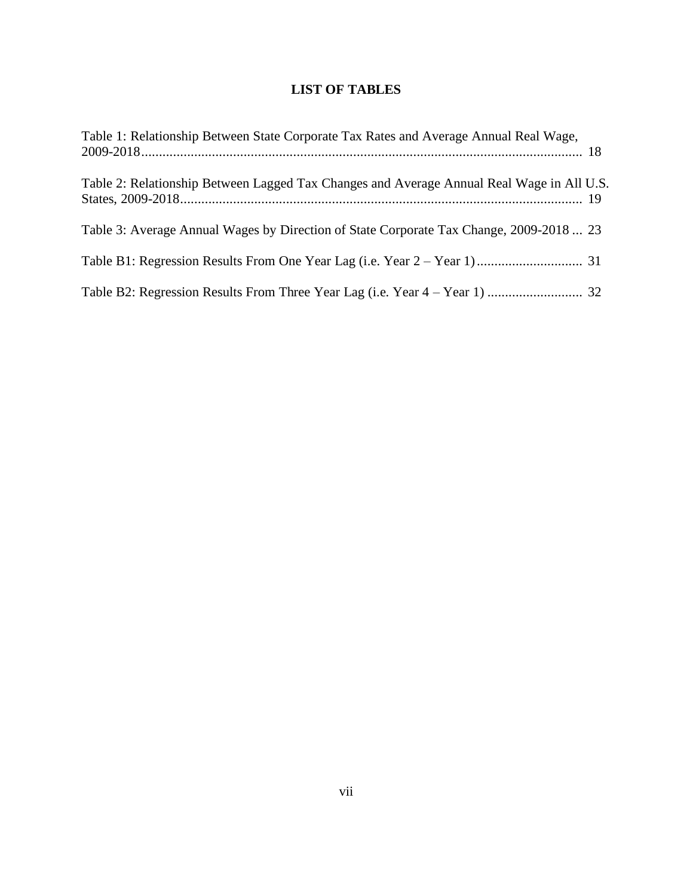# LIST OF TABLES

Table 1: Relationship Between State Corporate Tax Rates and Average Annual Real Wage, 2009-2018 .......... 18

Table 2: Relationship Between Lagged Tax Changes and Average Annual Real Wage in All U.S. States, 2009-2018 .......... 19

Table 3: Average Annual Wages by Direction of State Corporate Tax Change, 2009-2018 ... 23

Table B1: Regression Results From One Year Lag (i.e. Year 2 – Year 1) .......... 31

Table B2: Regression Results From Three Year Lag (i.e. Year 4 – Year 1) .......... 32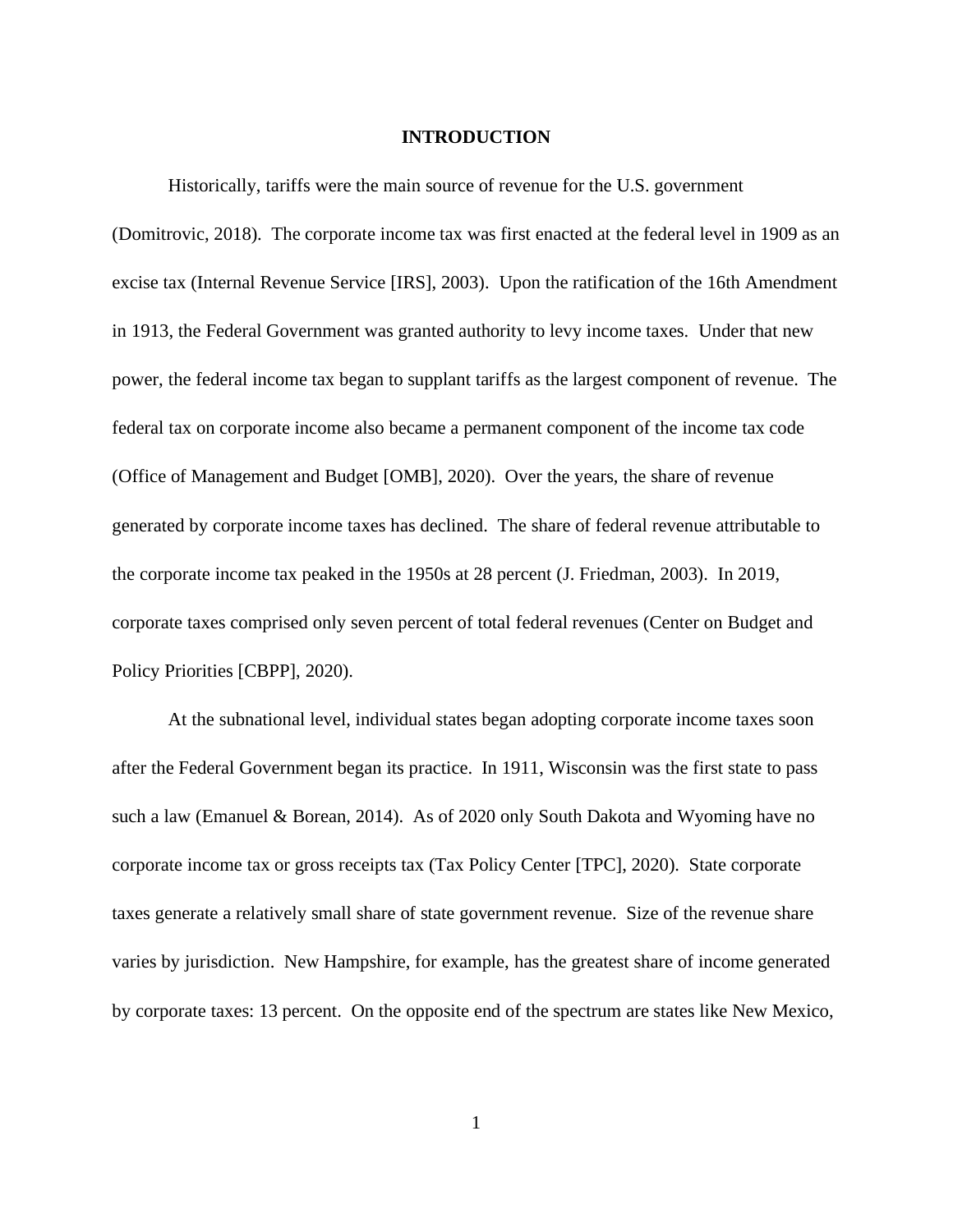# INTRODUCTION

Historically, tariffs were the main source of revenue for the U.S. government (Domitrovic, 2018). The corporate income tax was first enacted at the federal level in 1909 as an excise tax (Internal Revenue Service [IRS], 2003). Upon the ratification of the 16th Amendment in 1913, the Federal Government was granted authority to levy income taxes. Under that new power, the federal income tax began to supplant tariffs as the largest component of revenue. The federal tax on corporate income also became a permanent component of the income tax code (Office of Management and Budget [OMB], 2020). Over the years, the share of revenue generated by corporate income taxes has declined. The share of federal revenue attributable to the corporate income tax peaked in the 1950s at 28 percent (J. Friedman, 2003). In 2019, corporate taxes comprised only seven percent of total federal revenues (Center on Budget and Policy Priorities [CBPP], 2020).

At the subnational level, individual states began adopting corporate income taxes soon after the Federal Government began its practice. In 1911, Wisconsin was the first state to pass such a law (Emanuel & Borean, 2014). As of 2020 only South Dakota and Wyoming have no corporate income tax or gross receipts tax (Tax Policy Center [TPC], 2020). State corporate taxes generate a relatively small share of state government revenue. Size of the revenue share varies by jurisdiction. New Hampshire, for example, has the greatest share of income generated by corporate taxes: 13 percent. On the opposite end of the spectrum are states like New Mexico,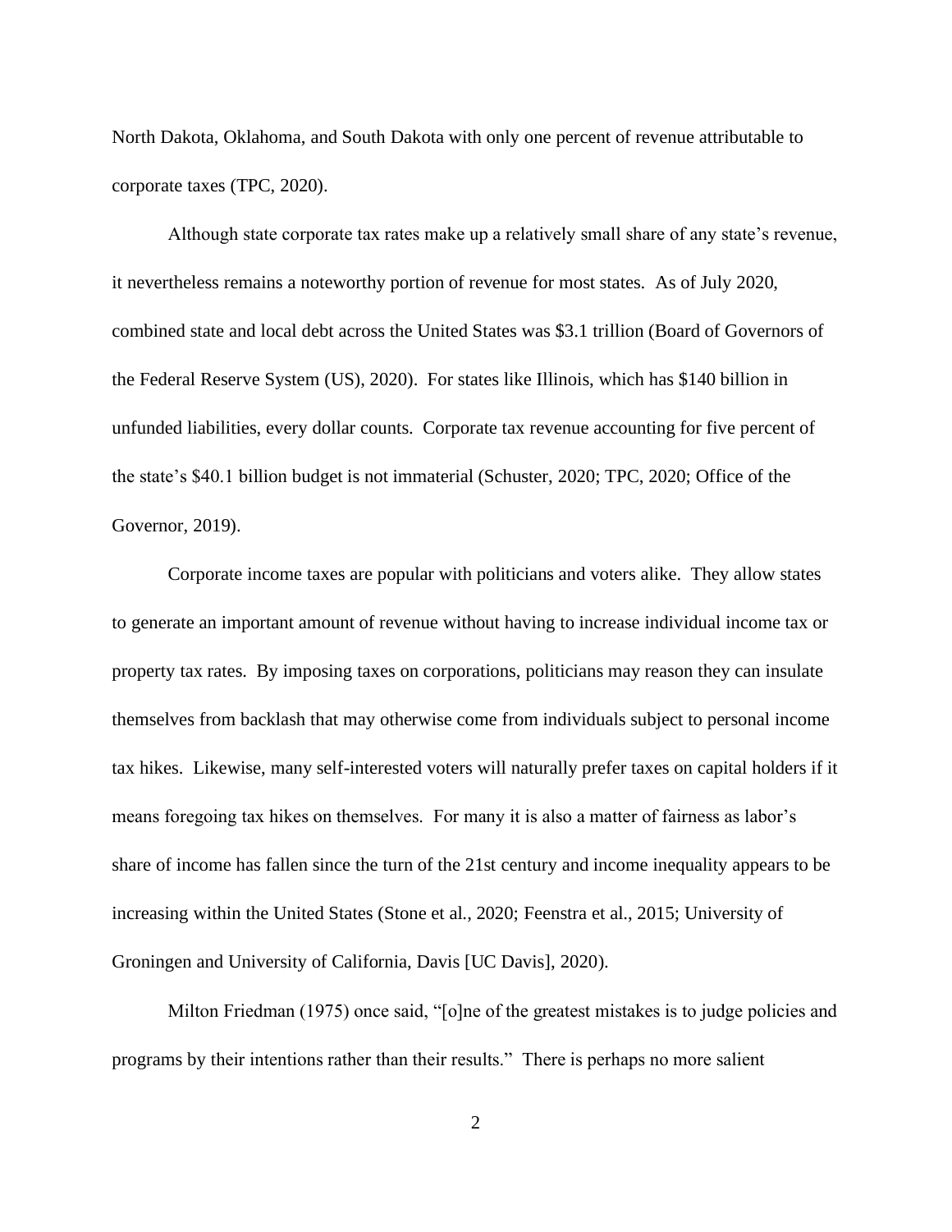North Dakota, Oklahoma, and South Dakota with only one percent of revenue attributable to corporate taxes (TPC, 2020).

Although state corporate tax rates make up a relatively small share of any state's revenue, it nevertheless remains a noteworthy portion of revenue for most states. As of July 2020, combined state and local debt across the United States was $3.1 trillion (Board of Governors of the Federal Reserve System (US), 2020). For states like Illinois, which has $140 billion in unfunded liabilities, every dollar counts. Corporate tax revenue accounting for five percent of the state's $40.1 billion budget is not immaterial (Schuster, 2020; TPC, 2020; Office of the Governor, 2019).

Corporate income taxes are popular with politicians and voters alike. They allow states to generate an important amount of revenue without having to increase individual income tax or property tax rates. By imposing taxes on corporations, politicians may reason they can insulate themselves from backlash that may otherwise come from individuals subject to personal income tax hikes. Likewise, many self-interested voters will naturally prefer taxes on capital holders if it means foregoing tax hikes on themselves. For many it is also a matter of fairness as labor's share of income has fallen since the turn of the 21st century and income inequality appears to be increasing within the United States (Stone et al., 2020; Feenstra et al., 2015; University of Groningen and University of California, Davis [UC Davis], 2020).

Milton Friedman (1975) once said, "[o]ne of the greatest mistakes is to judge policies and programs by their intentions rather than their results." There is perhaps no more salient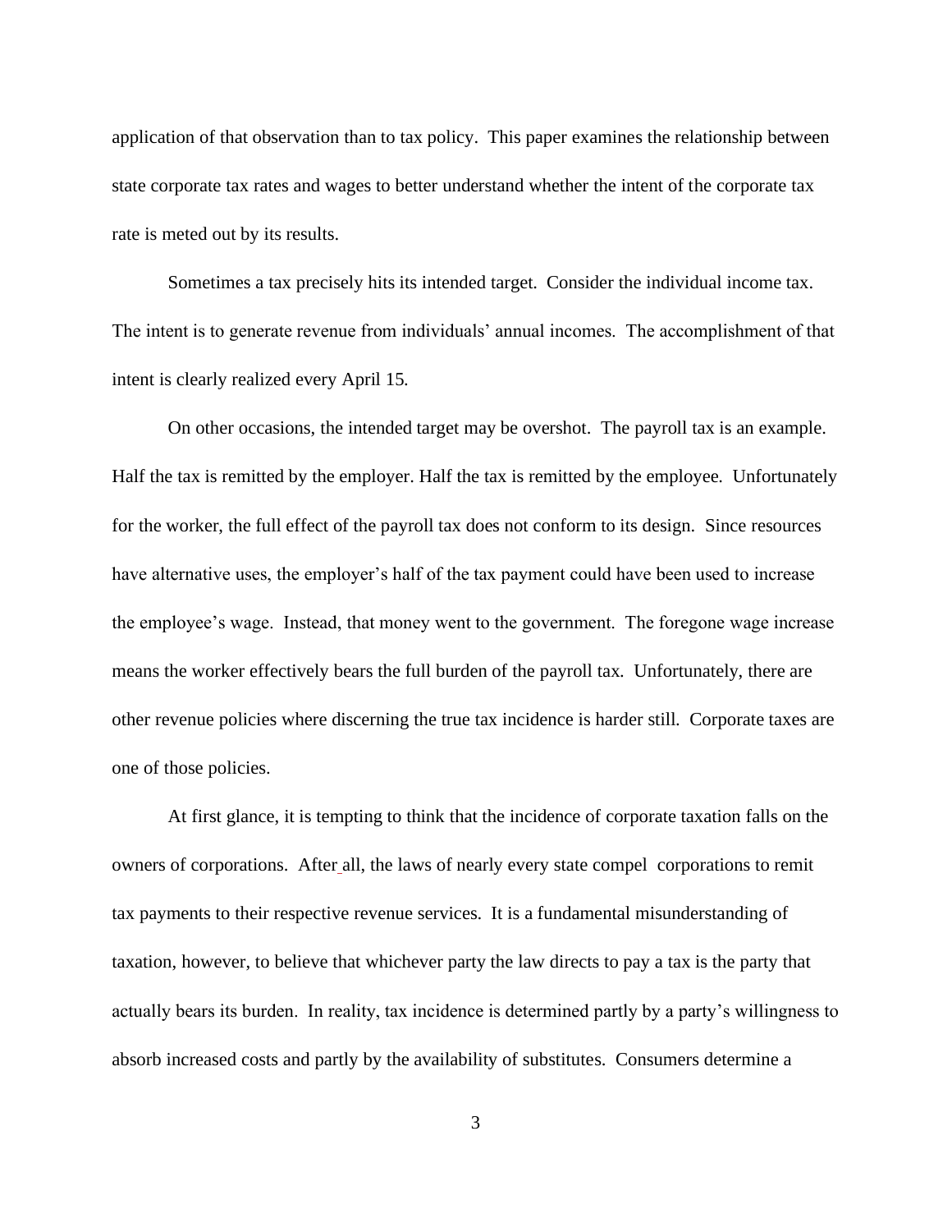application of that observation than to tax policy. This paper examines the relationship between state corporate tax rates and wages to better understand whether the intent of the corporate tax rate is meted out by its results.

Sometimes a tax precisely hits its intended target. Consider the individual income tax. The intent is to generate revenue from individuals' annual incomes. The accomplishment of that intent is clearly realized every April 15.

On other occasions, the intended target may be overshot. The payroll tax is an example. Half the tax is remitted by the employer. Half the tax is remitted by the employee. Unfortunately for the worker, the full effect of the payroll tax does not conform to its design. Since resources have alternative uses, the employer's half of the tax payment could have been used to increase the employee's wage. Instead, that money went to the government. The foregone wage increase means the worker effectively bears the full burden of the payroll tax. Unfortunately, there are other revenue policies where discerning the true tax incidence is harder still. Corporate taxes are one of those policies.

At first glance, it is tempting to think that the incidence of corporate taxation falls on the owners of corporations. After all, the laws of nearly every state compel corporations to remit tax payments to their respective revenue services. It is a fundamental misunderstanding of taxation, however, to believe that whichever party the law directs to pay a tax is the party that actually bears its burden. In reality, tax incidence is determined partly by a party's willingness to absorb increased costs and partly by the availability of substitutes. Consumers determine a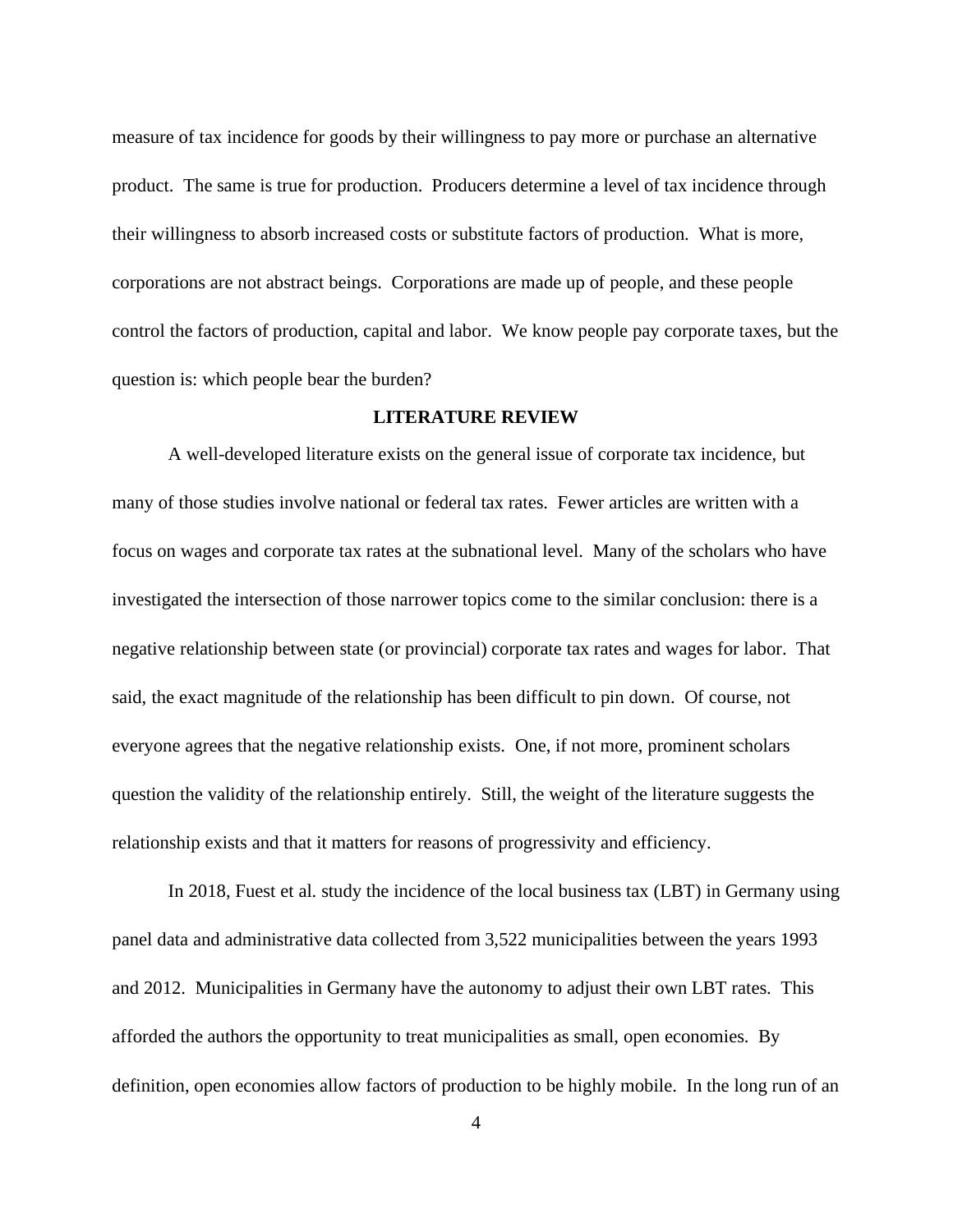measure of tax incidence for goods by their willingness to pay more or purchase an alternative product. The same is true for production. Producers determine a level of tax incidence through their willingness to absorb increased costs or substitute factors of production. What is more, corporations are not abstract beings. Corporations are made up of people, and these people control the factors of production, capital and labor. We know people pay corporate taxes, but the question is: which people bear the burden?

## LITERATURE REVIEW

A well-developed literature exists on the general issue of corporate tax incidence, but many of those studies involve national or federal tax rates. Fewer articles are written with a focus on wages and corporate tax rates at the subnational level. Many of the scholars who have investigated the intersection of those narrower topics come to the similar conclusion: there is a negative relationship between state (or provincial) corporate tax rates and wages for labor. That said, the exact magnitude of the relationship has been difficult to pin down. Of course, not everyone agrees that the negative relationship exists. One, if not more, prominent scholars question the validity of the relationship entirely. Still, the weight of the literature suggests the relationship exists and that it matters for reasons of progressivity and efficiency.

In 2018, Fuest et al. study the incidence of the local business tax (LBT) in Germany using panel data and administrative data collected from 3,522 municipalities between the years 1993 and 2012. Municipalities in Germany have the autonomy to adjust their own LBT rates. This afforded the authors the opportunity to treat municipalities as small, open economies. By definition, open economies allow factors of production to be highly mobile. In the long run of an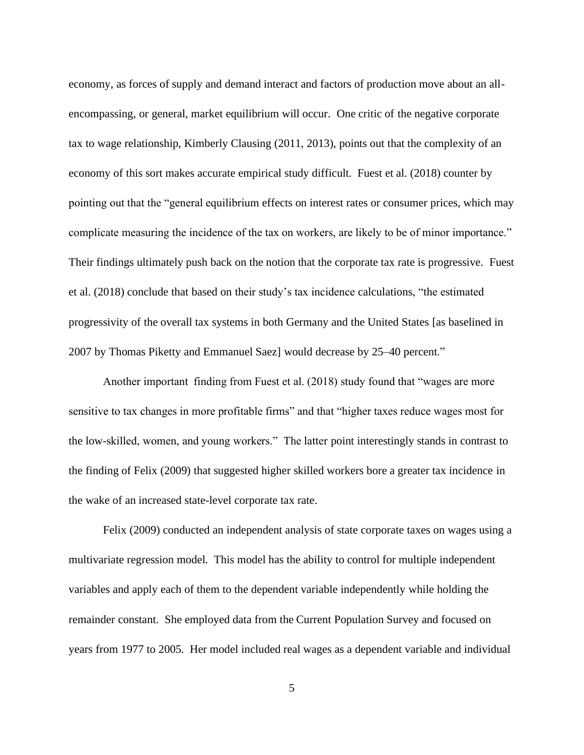economy, as forces of supply and demand interact and factors of production move about an all-encompassing, or general, market equilibrium will occur. One critic of the negative corporate tax to wage relationship, Kimberly Clausing (2011, 2013), points out that the complexity of an economy of this sort makes accurate empirical study difficult. Fuest et al. (2018) counter by pointing out that the "general equilibrium effects on interest rates or consumer prices, which may complicate measuring the incidence of the tax on workers, are likely to be of minor importance." Their findings ultimately push back on the notion that the corporate tax rate is progressive. Fuest et al. (2018) conclude that based on their study's tax incidence calculations, "the estimated progressivity of the overall tax systems in both Germany and the United States [as baselined in 2007 by Thomas Piketty and Emmanuel Saez] would decrease by 25–40 percent."

Another important finding from Fuest et al. (2018) study found that "wages are more sensitive to tax changes in more profitable firms" and that "higher taxes reduce wages most for the low-skilled, women, and young workers." The latter point interestingly stands in contrast to the finding of Felix (2009) that suggested higher skilled workers bore a greater tax incidence in the wake of an increased state-level corporate tax rate.

Felix (2009) conducted an independent analysis of state corporate taxes on wages using a multivariate regression model. This model has the ability to control for multiple independent variables and apply each of them to the dependent variable independently while holding the remainder constant. She employed data from the Current Population Survey and focused on years from 1977 to 2005. Her model included real wages as a dependent variable and individual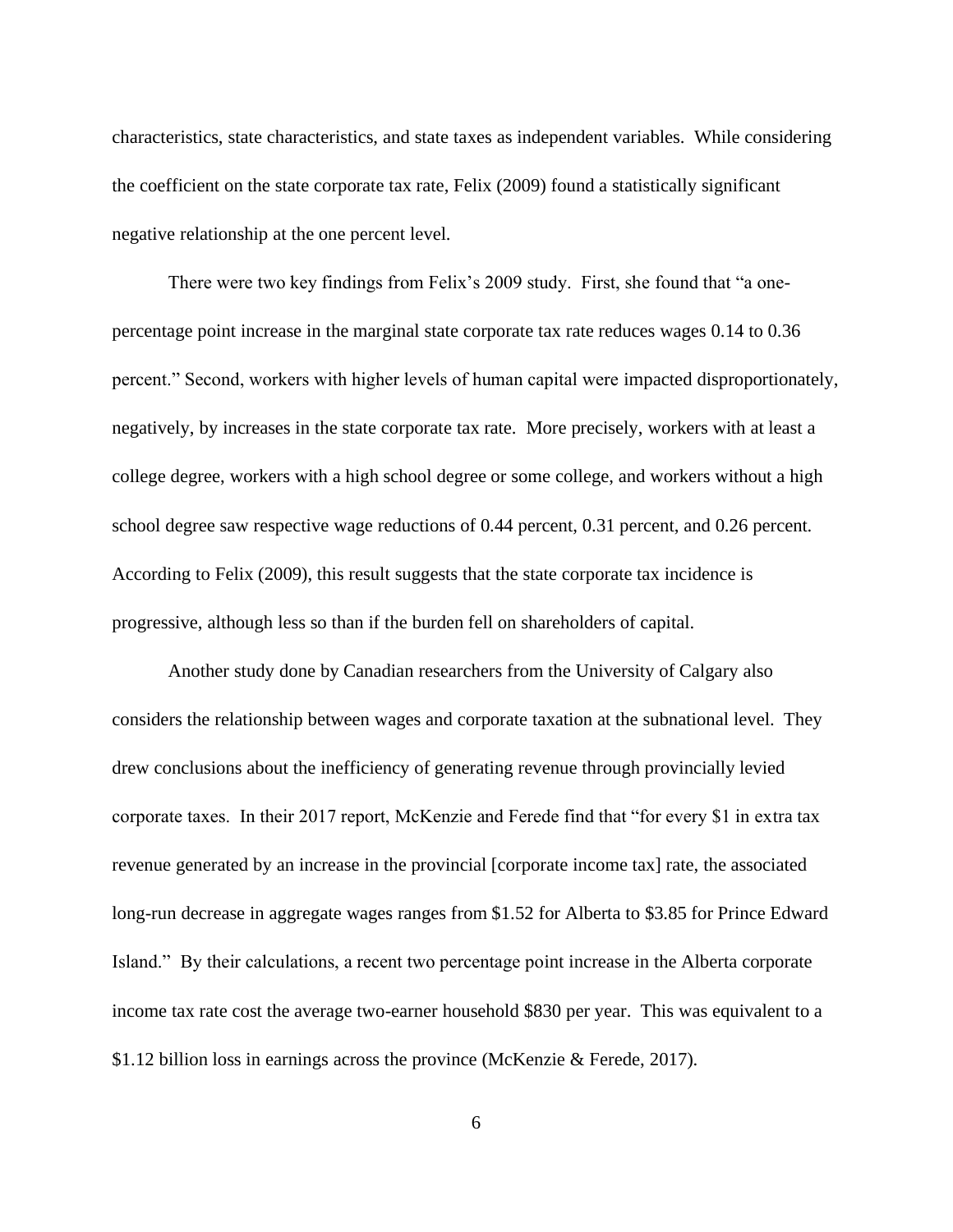characteristics, state characteristics, and state taxes as independent variables. While considering the coefficient on the state corporate tax rate, Felix (2009) found a statistically significant negative relationship at the one percent level.

There were two key findings from Felix's 2009 study. First, she found that "a one-percentage point increase in the marginal state corporate tax rate reduces wages 0.14 to 0.36 percent." Second, workers with higher levels of human capital were impacted disproportionately, negatively, by increases in the state corporate tax rate. More precisely, workers with at least a college degree, workers with a high school degree or some college, and workers without a high school degree saw respective wage reductions of 0.44 percent, 0.31 percent, and 0.26 percent. According to Felix (2009), this result suggests that the state corporate tax incidence is progressive, although less so than if the burden fell on shareholders of capital.

Another study done by Canadian researchers from the University of Calgary also considers the relationship between wages and corporate taxation at the subnational level. They drew conclusions about the inefficiency of generating revenue through provincially levied corporate taxes. In their 2017 report, McKenzie and Ferede find that "for every $1 in extra tax revenue generated by an increase in the provincial [corporate income tax] rate, the associated long-run decrease in aggregate wages ranges from $1.52 for Alberta to $3.85 for Prince Edward Island." By their calculations, a recent two percentage point increase in the Alberta corporate income tax rate cost the average two-earner household $830 per year. This was equivalent to a $1.12 billion loss in earnings across the province (McKenzie & Ferede, 2017).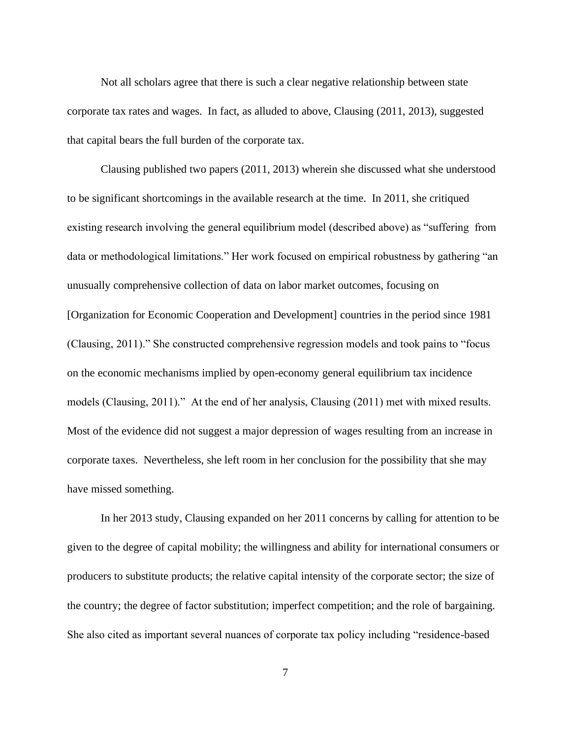Not all scholars agree that there is such a clear negative relationship between state corporate tax rates and wages. In fact, as alluded to above, Clausing (2011, 2013), suggested that capital bears the full burden of the corporate tax.

Clausing published two papers (2011, 2013) wherein she discussed what she understood to be significant shortcomings in the available research at the time. In 2011, she critiqued existing research involving the general equilibrium model (described above) as "suffering from data or methodological limitations." Her work focused on empirical robustness by gathering "an unusually comprehensive collection of data on labor market outcomes, focusing on [Organization for Economic Cooperation and Development] countries in the period since 1981 (Clausing, 2011)." She constructed comprehensive regression models and took pains to "focus on the economic mechanisms implied by open-economy general equilibrium tax incidence models (Clausing, 2011)." At the end of her analysis, Clausing (2011) met with mixed results. Most of the evidence did not suggest a major depression of wages resulting from an increase in corporate taxes. Nevertheless, she left room in her conclusion for the possibility that she may have missed something.

In her 2013 study, Clausing expanded on her 2011 concerns by calling for attention to be given to the degree of capital mobility; the willingness and ability for international consumers or producers to substitute products; the relative capital intensity of the corporate sector; the size of the country; the degree of factor substitution; imperfect competition; and the role of bargaining. She also cited as important several nuances of corporate tax policy including "residence-based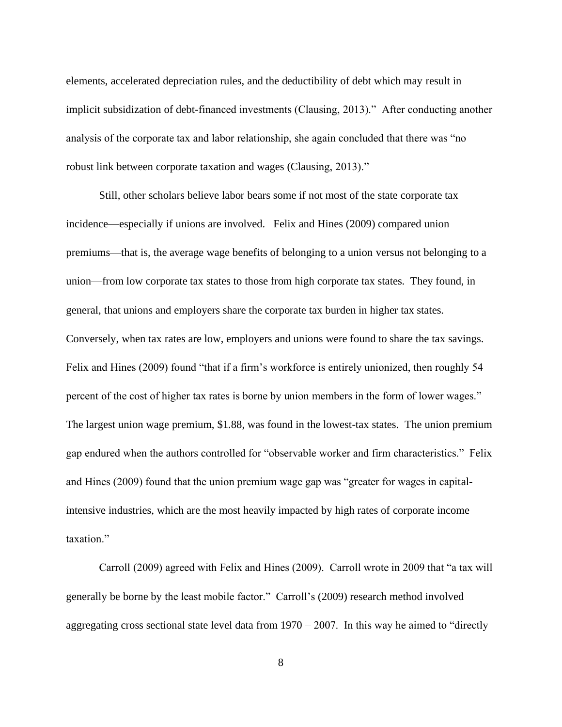elements, accelerated depreciation rules, and the deductibility of debt which may result in implicit subsidization of debt-financed investments (Clausing, 2013)." After conducting another analysis of the corporate tax and labor relationship, she again concluded that there was "no robust link between corporate taxation and wages (Clausing, 2013)."

Still, other scholars believe labor bears some if not most of the state corporate tax incidence—especially if unions are involved. Felix and Hines (2009) compared union premiums—that is, the average wage benefits of belonging to a union versus not belonging to a union—from low corporate tax states to those from high corporate tax states. They found, in general, that unions and employers share the corporate tax burden in higher tax states. Conversely, when tax rates are low, employers and unions were found to share the tax savings. Felix and Hines (2009) found "that if a firm's workforce is entirely unionized, then roughly 54 percent of the cost of higher tax rates is borne by union members in the form of lower wages." The largest union wage premium, $1.88, was found in the lowest-tax states. The union premium gap endured when the authors controlled for "observable worker and firm characteristics." Felix and Hines (2009) found that the union premium wage gap was "greater for wages in capital-intensive industries, which are the most heavily impacted by high rates of corporate income taxation."

Carroll (2009) agreed with Felix and Hines (2009). Carroll wrote in 2009 that "a tax will generally be borne by the least mobile factor." Carroll's (2009) research method involved aggregating cross sectional state level data from 1970 – 2007. In this way he aimed to "directly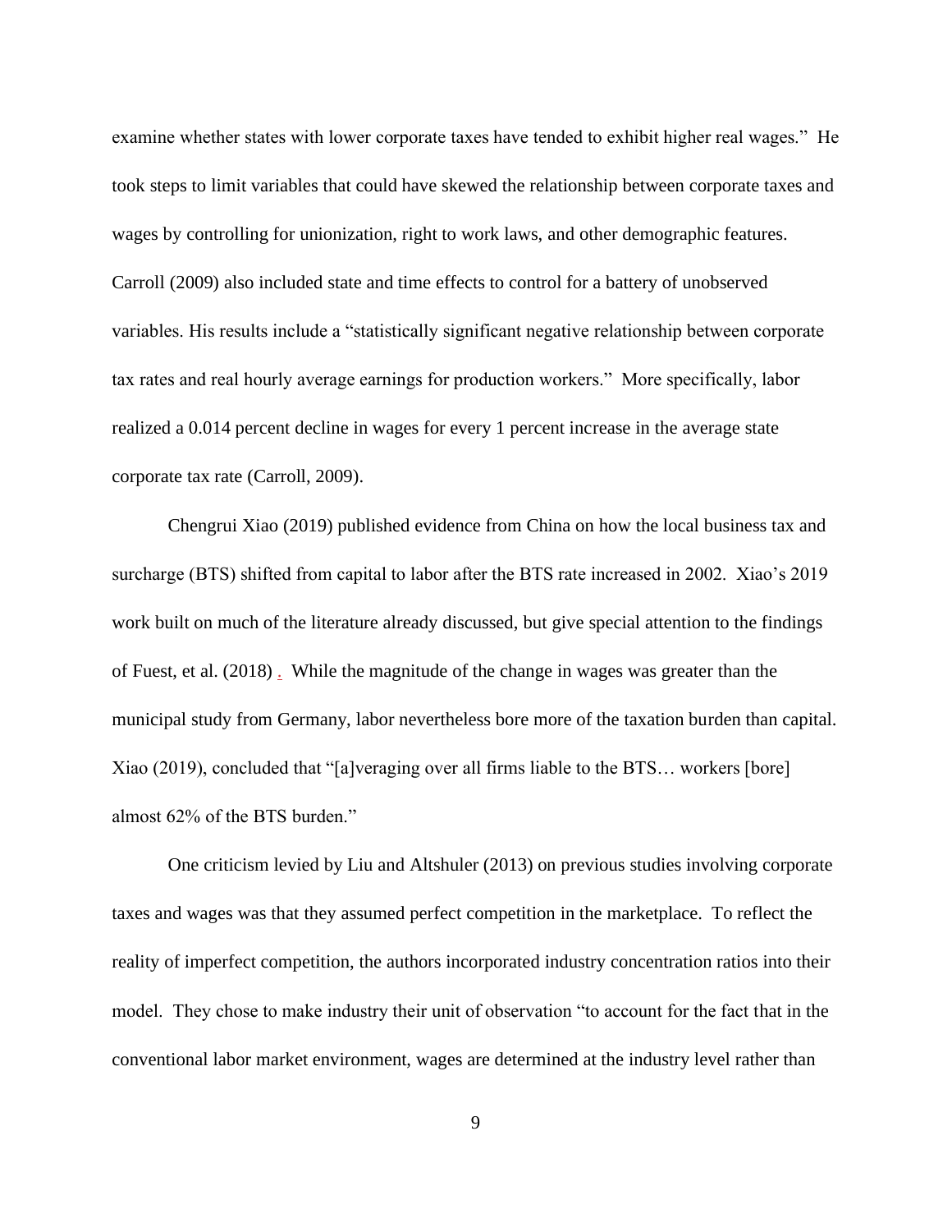examine whether states with lower corporate taxes have tended to exhibit higher real wages." He took steps to limit variables that could have skewed the relationship between corporate taxes and wages by controlling for unionization, right to work laws, and other demographic features. Carroll (2009) also included state and time effects to control for a battery of unobserved variables. His results include a "statistically significant negative relationship between corporate tax rates and real hourly average earnings for production workers." More specifically, labor realized a 0.014 percent decline in wages for every 1 percent increase in the average state corporate tax rate (Carroll, 2009).

Chengrui Xiao (2019) published evidence from China on how the local business tax and surcharge (BTS) shifted from capital to labor after the BTS rate increased in 2002. Xiao's 2019 work built on much of the literature already discussed, but give special attention to the findings of Fuest, et al. (2018) . While the magnitude of the change in wages was greater than the municipal study from Germany, labor nevertheless bore more of the taxation burden than capital. Xiao (2019), concluded that "[a]veraging over all firms liable to the BTS… workers [bore] almost 62% of the BTS burden."

One criticism levied by Liu and Altshuler (2013) on previous studies involving corporate taxes and wages was that they assumed perfect competition in the marketplace. To reflect the reality of imperfect competition, the authors incorporated industry concentration ratios into their model. They chose to make industry their unit of observation "to account for the fact that in the conventional labor market environment, wages are determined at the industry level rather than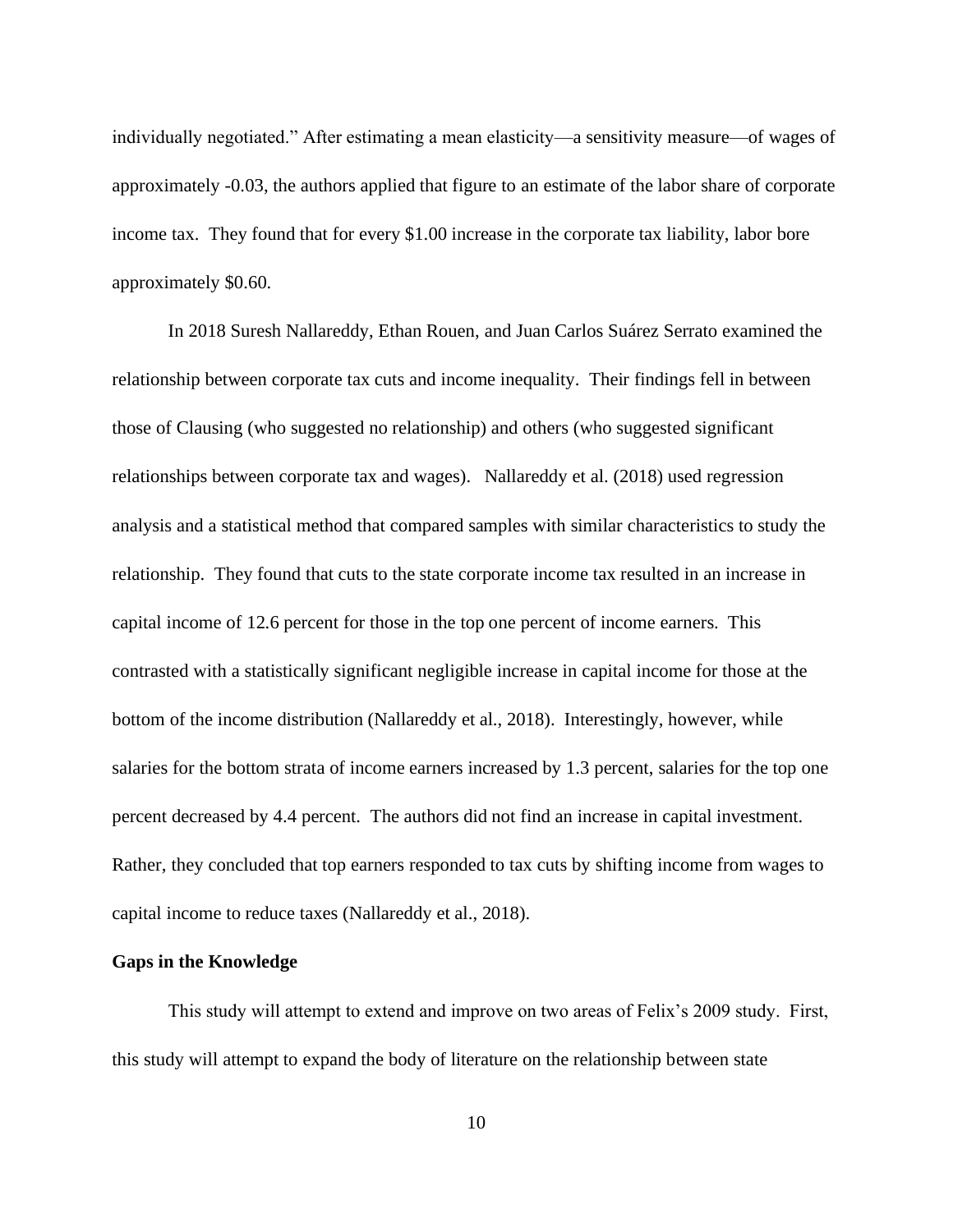individually negotiated." After estimating a mean elasticity—a sensitivity measure—of wages of approximately -0.03, the authors applied that figure to an estimate of the labor share of corporate income tax. They found that for every $1.00 increase in the corporate tax liability, labor bore approximately $0.60.

In 2018 Suresh Nallareddy, Ethan Rouen, and Juan Carlos Suárez Serrato examined the relationship between corporate tax cuts and income inequality. Their findings fell in between those of Clausing (who suggested no relationship) and others (who suggested significant relationships between corporate tax and wages). Nallareddy et al. (2018) used regression analysis and a statistical method that compared samples with similar characteristics to study the relationship. They found that cuts to the state corporate income tax resulted in an increase in capital income of 12.6 percent for those in the top one percent of income earners. This contrasted with a statistically significant negligible increase in capital income for those at the bottom of the income distribution (Nallareddy et al., 2018). Interestingly, however, while salaries for the bottom strata of income earners increased by 1.3 percent, salaries for the top one percent decreased by 4.4 percent. The authors did not find an increase in capital investment. Rather, they concluded that top earners responded to tax cuts by shifting income from wages to capital income to reduce taxes (Nallareddy et al., 2018).

**Gaps in the Knowledge**

This study will attempt to extend and improve on two areas of Felix's 2009 study. First, this study will attempt to expand the body of literature on the relationship between state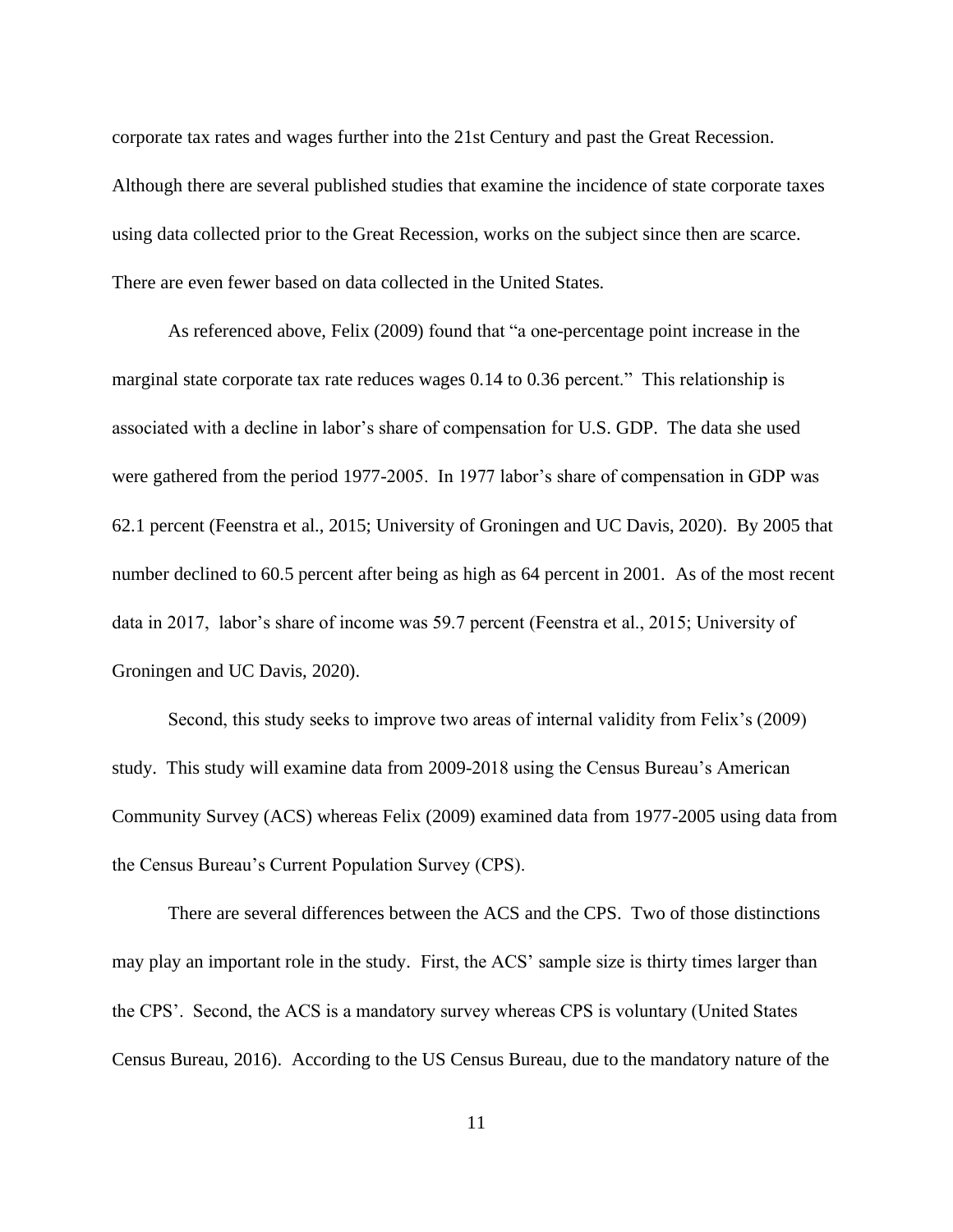corporate tax rates and wages further into the 21st Century and past the Great Recession. Although there are several published studies that examine the incidence of state corporate taxes using data collected prior to the Great Recession, works on the subject since then are scarce. There are even fewer based on data collected in the United States.

As referenced above, Felix (2009) found that "a one-percentage point increase in the marginal state corporate tax rate reduces wages 0.14 to 0.36 percent." This relationship is associated with a decline in labor's share of compensation for U.S. GDP. The data she used were gathered from the period 1977-2005. In 1977 labor's share of compensation in GDP was 62.1 percent (Feenstra et al., 2015; University of Groningen and UC Davis, 2020). By 2005 that number declined to 60.5 percent after being as high as 64 percent in 2001. As of the most recent data in 2017, labor's share of income was 59.7 percent (Feenstra et al., 2015; University of Groningen and UC Davis, 2020).

Second, this study seeks to improve two areas of internal validity from Felix's (2009) study. This study will examine data from 2009-2018 using the Census Bureau's American Community Survey (ACS) whereas Felix (2009) examined data from 1977-2005 using data from the Census Bureau's Current Population Survey (CPS).

There are several differences between the ACS and the CPS. Two of those distinctions may play an important role in the study. First, the ACS' sample size is thirty times larger than the CPS'. Second, the ACS is a mandatory survey whereas CPS is voluntary (United States Census Bureau, 2016). According to the US Census Bureau, due to the mandatory nature of the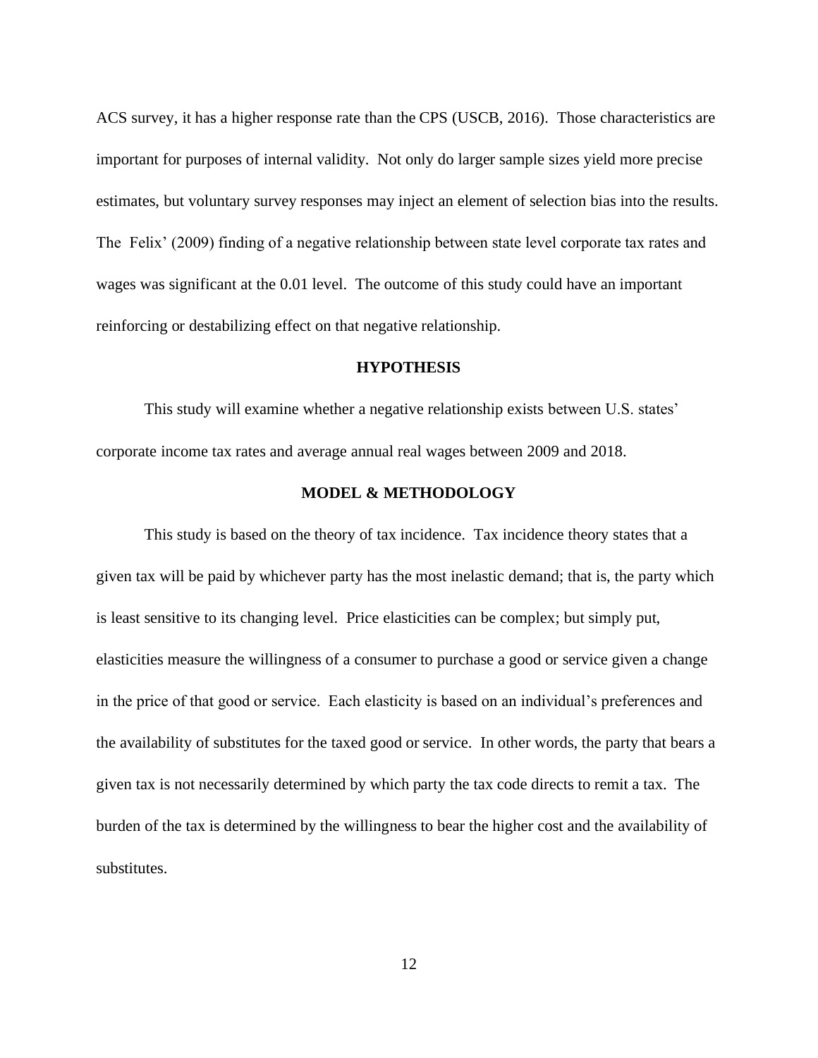ACS survey, it has a higher response rate than the CPS (USCB, 2016). Those characteristics are important for purposes of internal validity. Not only do larger sample sizes yield more precise estimates, but voluntary survey responses may inject an element of selection bias into the results. The Felix' (2009) finding of a negative relationship between state level corporate tax rates and wages was significant at the 0.01 level. The outcome of this study could have an important reinforcing or destabilizing effect on that negative relationship.

## HYPOTHESIS

This study will examine whether a negative relationship exists between U.S. states' corporate income tax rates and average annual real wages between 2009 and 2018.

## MODEL & METHODOLOGY

This study is based on the theory of tax incidence. Tax incidence theory states that a given tax will be paid by whichever party has the most inelastic demand; that is, the party which is least sensitive to its changing level. Price elasticities can be complex; but simply put, elasticities measure the willingness of a consumer to purchase a good or service given a change in the price of that good or service. Each elasticity is based on an individual's preferences and the availability of substitutes for the taxed good or service. In other words, the party that bears a given tax is not necessarily determined by which party the tax code directs to remit a tax. The burden of the tax is determined by the willingness to bear the higher cost and the availability of substitutes.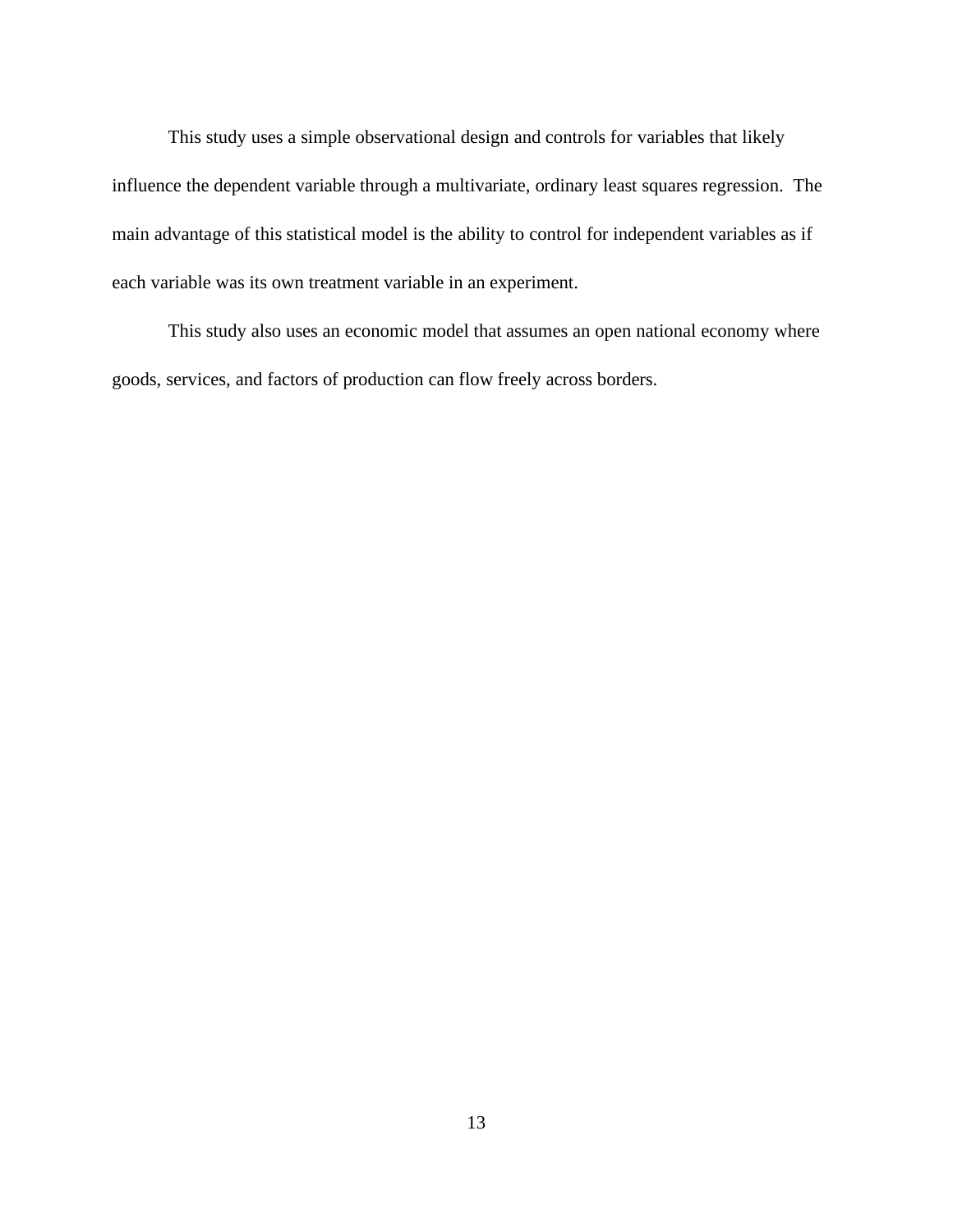This study uses a simple observational design and controls for variables that likely influence the dependent variable through a multivariate, ordinary least squares regression. The main advantage of this statistical model is the ability to control for independent variables as if each variable was its own treatment variable in an experiment.

This study also uses an economic model that assumes an open national economy where goods, services, and factors of production can flow freely across borders.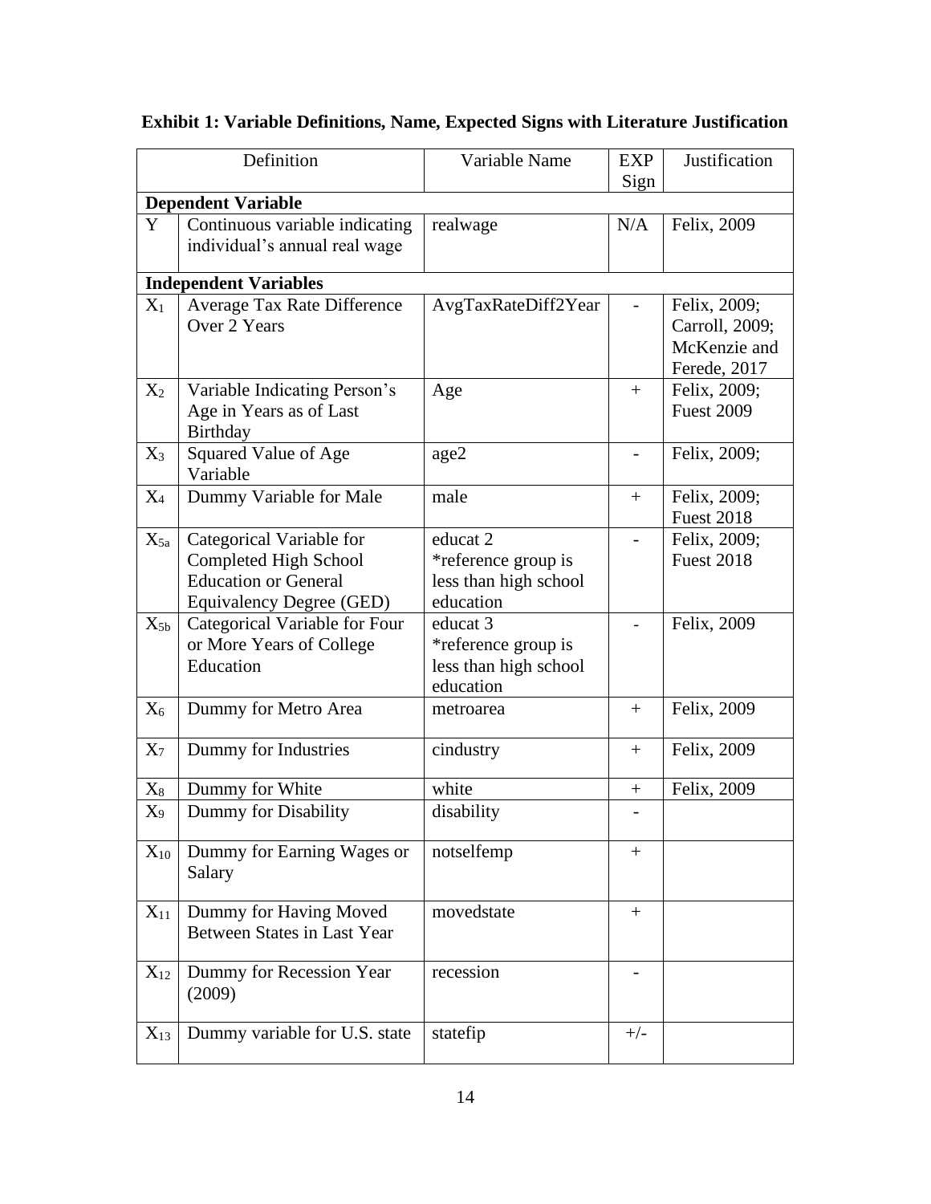**Exhibit 1: Variable Definitions, Name, Expected Signs with Literature Justification**

| | Definition | Variable Name | EXP Sign | Justification |
|---|---|---|---|---|
| **Dependent Variable** | | | | |
| Y | Continuous variable indicating individual's annual real wage | realwage | N/A | Felix, 2009 |
| **Independent Variables** | | | | |
| $X_1$ | Average Tax Rate Difference Over 2 Years | AvgTaxRateDiff2Year | - | Felix, 2009; Carroll, 2009; McKenzie and Ferede, 2017 |
| $X_2$ | Variable Indicating Person's Age in Years as of Last Birthday | Age | + | Felix, 2009; Fuest 2009 |
| $X_3$ | Squared Value of Age Variable | age2 | - | Felix, 2009; |
| $X_4$ | Dummy Variable for Male | male | + | Felix, 2009; Fuest 2018 |
| $X_{5a}$ | Categorical Variable for Completed High School Education or General Equivalency Degree (GED) | educat 2 *reference group is less than high school education | - | Felix, 2009; Fuest 2018 |
| $X_{5b}$ | Categorical Variable for Four or More Years of College Education | educat 3 *reference group is less than high school education | - | Felix, 2009 |
| $X_6$ | Dummy for Metro Area | metroarea | + | Felix, 2009 |
| $X_7$ | Dummy for Industries | cindustry | + | Felix, 2009 |
| $X_8$ | Dummy for White | white | + | Felix, 2009 |
| $X_9$ | Dummy for Disability | disability | - | |
| $X_{10}$ | Dummy for Earning Wages or Salary | notselfemp | + | |
| $X_{11}$ | Dummy for Having Moved Between States in Last Year | movedstate | + | |
| $X_{12}$ | Dummy for Recession Year (2009) | recession | - | |
| $X_{13}$ | Dummy variable for U.S. state | statefip | +/- | |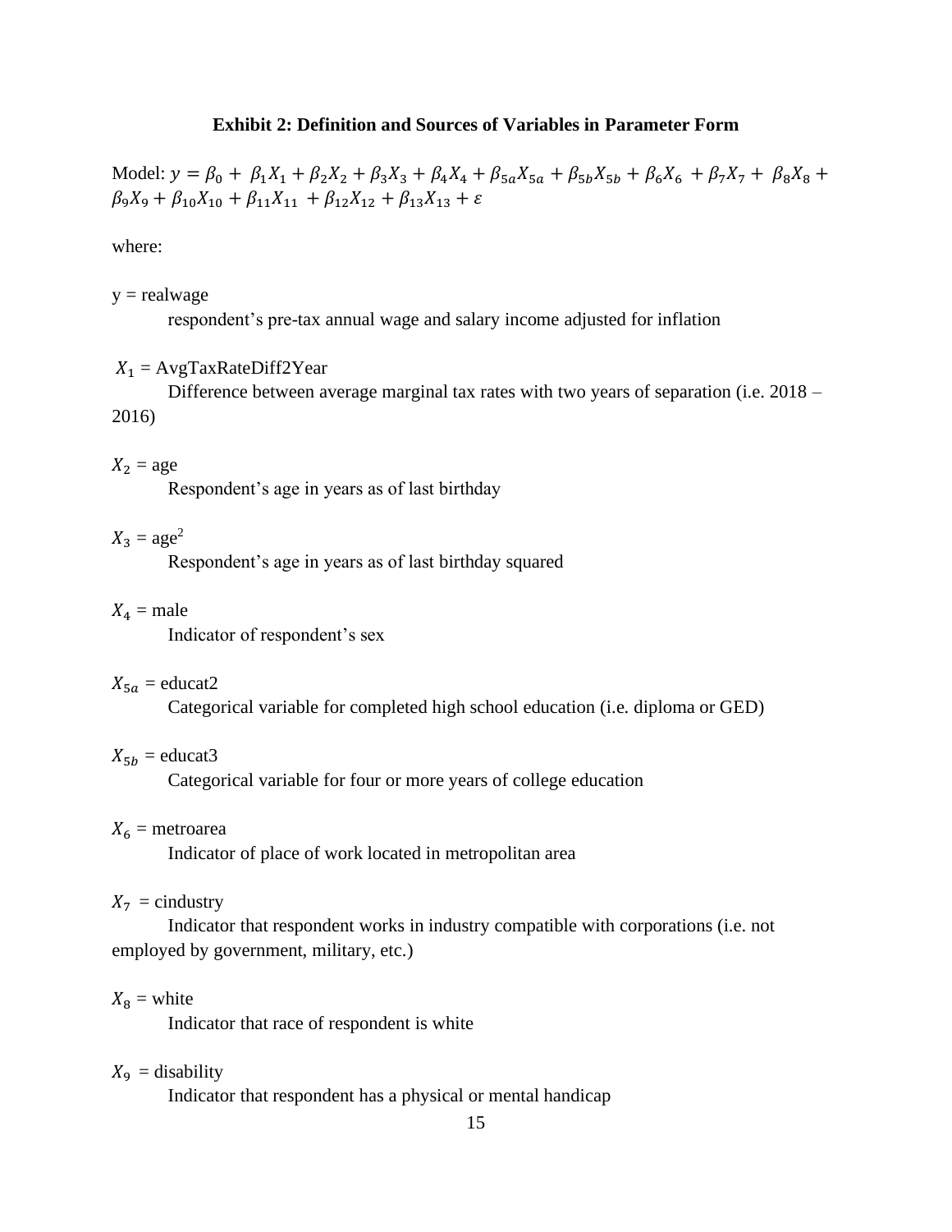**Exhibit 2: Definition and Sources of Variables in Parameter Form**

Model: $y = \beta_0 + \beta_1 X_1 + \beta_2 X_2 + \beta_3 X_3 + \beta_4 X_4 + \beta_{5a} X_{5a} + \beta_{5b} X_{5b} + \beta_6 X_6 + \beta_7 X_7 + \beta_8 X_8 + \beta_9 X_9 + \beta_{10} X_{10} + \beta_{11} X_{11} + \beta_{12} X_{12} + \beta_{13} X_{13} + \varepsilon$

where:

y = realwage

respondent's pre-tax annual wage and salary income adjusted for inflation

$X_1$ = AvgTaxRateDiff2Year

Difference between average marginal tax rates with two years of separation (i.e. 2018 – 2016)

$X_2$ = age

Respondent's age in years as of last birthday

$X_3$ = age$^2$

Respondent's age in years as of last birthday squared

$X_4$ = male

Indicator of respondent's sex

$X_{5a}$ = educat2

Categorical variable for completed high school education (i.e. diploma or GED)

$X_{5b}$ = educat3

Categorical variable for four or more years of college education

$X_6$ = metroarea

Indicator of place of work located in metropolitan area

$X_7$ = cindustry

Indicator that respondent works in industry compatible with corporations (i.e. not employed by government, military, etc.)

$X_8$ = white

Indicator that race of respondent is white

$X_9$ = disability

Indicator that respondent has a physical or mental handicap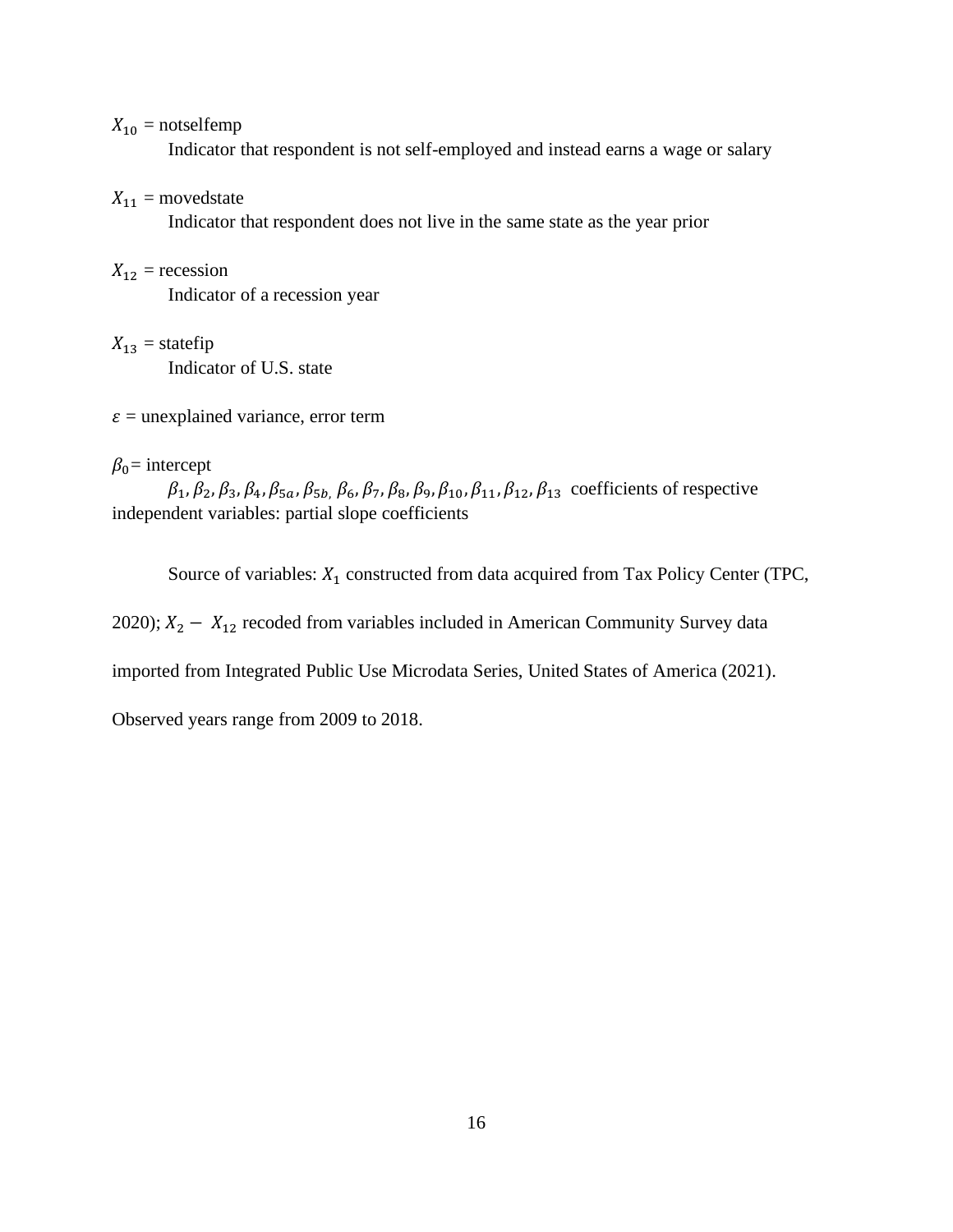$X_{10}$ = notselfemp

Indicator that respondent is not self-employed and instead earns a wage or salary

$X_{11}$ = movedstate

Indicator that respondent does not live in the same state as the year prior

$X_{12}$ = recession

Indicator of a recession year

$X_{13}$ = statefip

Indicator of U.S. state

$\varepsilon$ = unexplained variance, error term

$\beta_0$= intercept

$\beta_1, \beta_2, \beta_3, \beta_4, \beta_{5a}, \beta_{5b,} \beta_6, \beta_7, \beta_8, \beta_9, \beta_{10}, \beta_{11}, \beta_{12}, \beta_{13}$ coefficients of respective independent variables: partial slope coefficients

Source of variables: $X_1$ constructed from data acquired from Tax Policy Center (TPC, 2020); $X_2 - X_{12}$ recoded from variables included in American Community Survey data imported from Integrated Public Use Microdata Series, United States of America (2021). Observed years range from 2009 to 2018.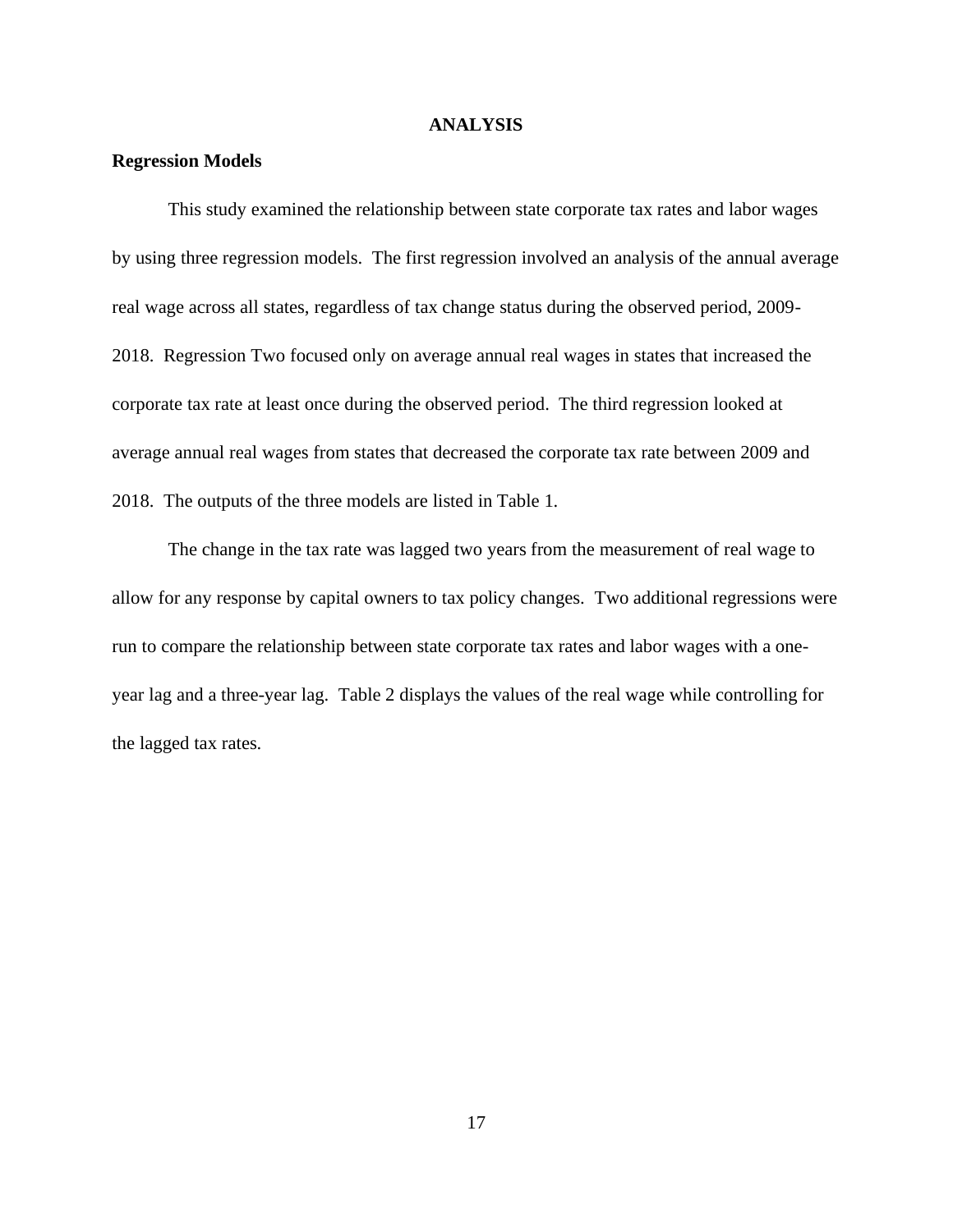## ANALYSIS

### Regression Models

This study examined the relationship between state corporate tax rates and labor wages by using three regression models. The first regression involved an analysis of the annual average real wage across all states, regardless of tax change status during the observed period, 2009-2018. Regression Two focused only on average annual real wages in states that increased the corporate tax rate at least once during the observed period. The third regression looked at average annual real wages from states that decreased the corporate tax rate between 2009 and 2018. The outputs of the three models are listed in Table 1.

The change in the tax rate was lagged two years from the measurement of real wage to allow for any response by capital owners to tax policy changes. Two additional regressions were run to compare the relationship between state corporate tax rates and labor wages with a one-year lag and a three-year lag. Table 2 displays the values of the real wage while controlling for the lagged tax rates.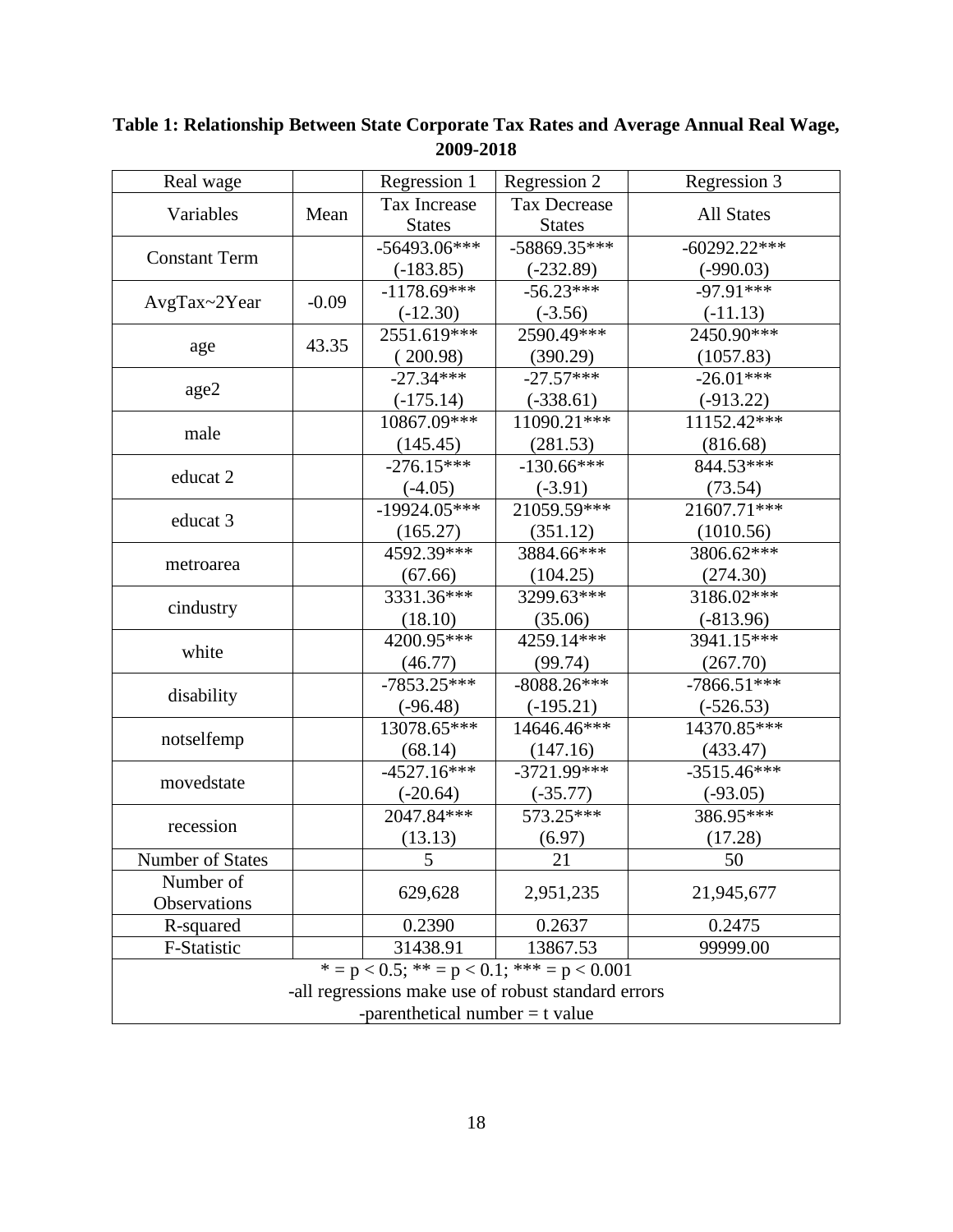**Table 1: Relationship Between State Corporate Tax Rates and Average Annual Real Wage, 2009-2018**

| Real wage | | Regression 1 | Regression 2 | Regression 3 |
|---|---|---|---|---|
| Variables | Mean | Tax Increase States | Tax Decrease States | All States |
| Constant Term | | -56493.06***<br>(-183.85) | -58869.35***<br>(-232.89) | -60292.22***<br>(-990.03) |
| AvgTax~2Year | -0.09 | -1178.69***<br>(-12.30) | -56.23***<br>(-3.56) | -97.91***<br>(-11.13) |
| age | 43.35 | 2551.619***<br>( 200.98) | 2590.49***<br>(390.29) | 2450.90***<br>(1057.83) |
| age2 | | -27.34***<br>(-175.14) | -27.57***<br>(-338.61) | -26.01***<br>(-913.22) |
| male | | 10867.09***<br>(145.45) | 11090.21***<br>(281.53) | 11152.42***<br>(816.68) |
| educat 2 | | -276.15***<br>(-4.05) | -130.66***<br>(-3.91) | 844.53***<br>(73.54) |
| educat 3 | | -19924.05***<br>(165.27) | 21059.59***<br>(351.12) | 21607.71***<br>(1010.56) |
| metroarea | | 4592.39***<br>(67.66) | 3884.66***<br>(104.25) | 3806.62***<br>(274.30) |
| cindustry | | 3331.36***<br>(18.10) | 3299.63***<br>(35.06) | 3186.02***<br>(-813.96) |
| white | | 4200.95***<br>(46.77) | 4259.14***<br>(99.74) | 3941.15***<br>(267.70) |
| disability | | -7853.25***<br>(-96.48) | -8088.26***<br>(-195.21) | -7866.51***<br>(-526.53) |
| notselfemp | | 13078.65***<br>(68.14) | 14646.46***<br>(147.16) | 14370.85***<br>(433.47) |
| movedstate | | -4527.16***<br>(-20.64) | -3721.99***<br>(-35.77) | -3515.46***<br>(-93.05) |
| recession | | 2047.84***<br>(13.13) | 573.25***<br>(6.97) | 386.95***<br>(17.28) |
| Number of States | | 5 | 21 | 50 |
| Number of Observations | | 629,628 | 2,951,235 | 21,945,677 |
| R-squared | | 0.2390 | 0.2637 | 0.2475 |
| F-Statistic | | 31438.91 | 13867.53 | 99999.00 |

* = $p < 0.5$; ** = $p < 0.1$; *** = $p < 0.001$
-all regressions make use of robust standard errors
-parenthetical number = t value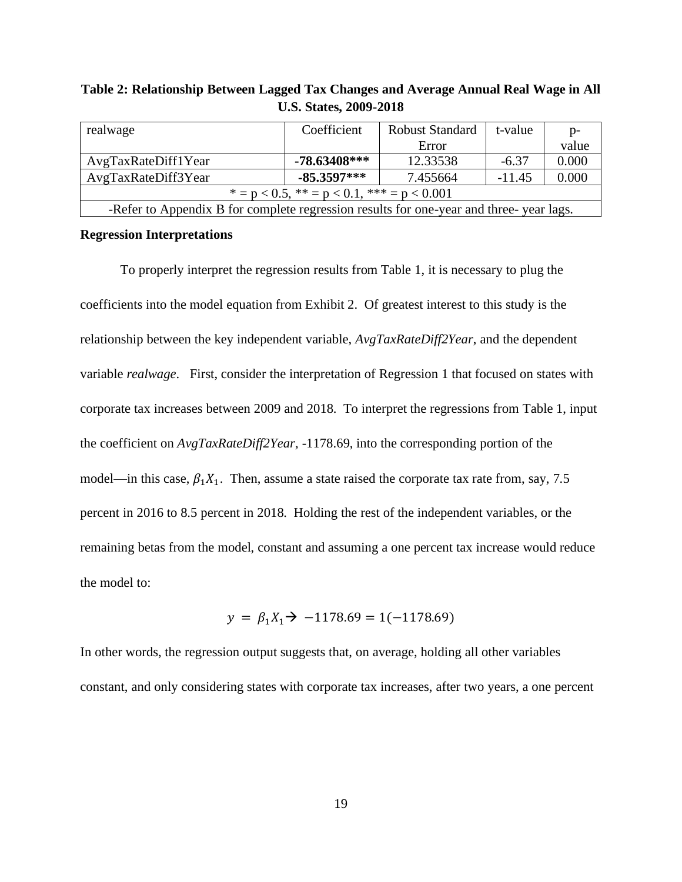**Table 2: Relationship Between Lagged Tax Changes and Average Annual Real Wage in All U.S. States, 2009-2018**

| realwage | Coefficient | Robust Standard Error | t-value | p-value |
|---|---|---|---|---|
| AvgTaxRateDiff1Year | **-78.63408*** ** | 12.33538 | -6.37 | 0.000 |
| AvgTaxRateDiff3Year | **-85.3597*** ** | 7.455664 | -11.45 | 0.000 |
| * = p < 0.5, ** = p < 0.1, *** = p < 0.001 | | | | |
| -Refer to Appendix B for complete regression results for one-year and three- year lags. | | | | |

**Regression Interpretations**

To properly interpret the regression results from Table 1, it is necessary to plug the coefficients into the model equation from Exhibit 2. Of greatest interest to this study is the relationship between the key independent variable, *AvgTaxRateDiff2Year*, and the dependent variable *realwage*. First, consider the interpretation of Regression 1 that focused on states with corporate tax increases between 2009 and 2018. To interpret the regressions from Table 1, input the coefficient on *AvgTaxRateDiff2Year*, -1178.69, into the corresponding portion of the model—in this case, $\beta_1 X_1$. Then, assume a state raised the corporate tax rate from, say, 7.5 percent in 2016 to 8.5 percent in 2018. Holding the rest of the independent variables, or the remaining betas from the model, constant and assuming a one percent tax increase would reduce the model to:

$$y = \beta_1 X_1 \rightarrow -1178.69 = 1(-1178.69)$$

In other words, the regression output suggests that, on average, holding all other variables constant, and only considering states with corporate tax increases, after two years, a one percent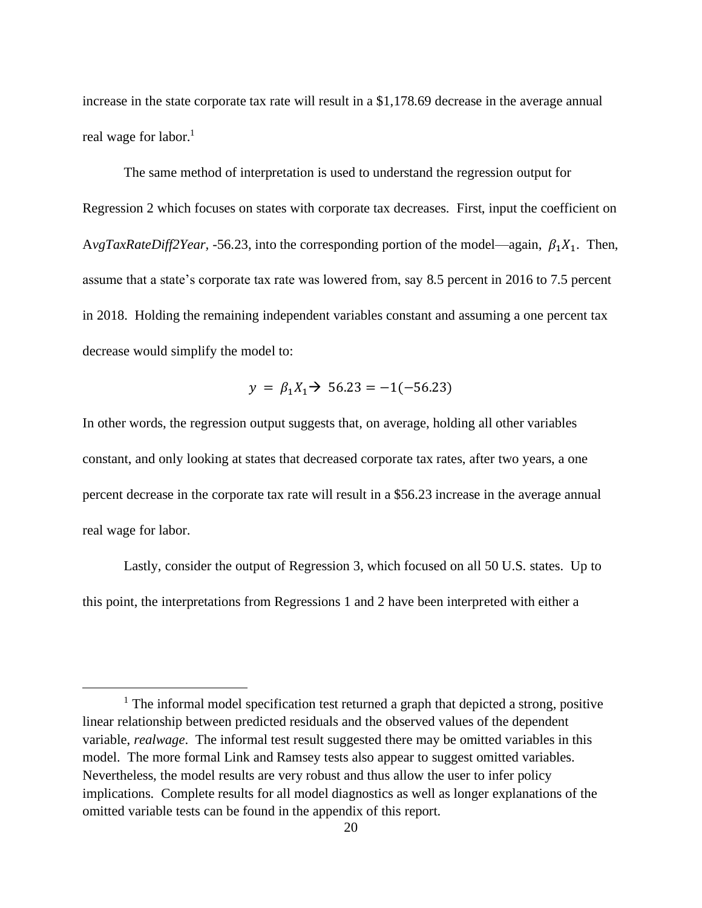increase in the state corporate tax rate will result in a $1,178.69 decrease in the average annual real wage for labor.[1]

The same method of interpretation is used to understand the regression output for Regression 2 which focuses on states with corporate tax decreases. First, input the coefficient on *AvgTaxRateDiff2Year,* -56.23, into the corresponding portion of the model—again, $\beta_1 X_1$. Then, assume that a state's corporate tax rate was lowered from, say 8.5 percent in 2016 to 7.5 percent in 2018. Holding the remaining independent variables constant and assuming a one percent tax decrease would simplify the model to:

$$y = \beta_1 X_1 \rightarrow 56.23 = -1(-56.23)$$

In other words, the regression output suggests that, on average, holding all other variables constant, and only looking at states that decreased corporate tax rates, after two years, a one percent decrease in the corporate tax rate will result in a $56.23 increase in the average annual real wage for labor.

Lastly, consider the output of Regression 3, which focused on all 50 U.S. states. Up to this point, the interpretations from Regressions 1 and 2 have been interpreted with either a

---

[1] The informal model specification test returned a graph that depicted a strong, positive linear relationship between predicted residuals and the observed values of the dependent variable, *realwage*. The informal test result suggested there may be omitted variables in this model. The more formal Link and Ramsey tests also appear to suggest omitted variables. Nevertheless, the model results are very robust and thus allow the user to infer policy implications. Complete results for all model diagnostics as well as longer explanations of the omitted variable tests can be found in the appendix of this report.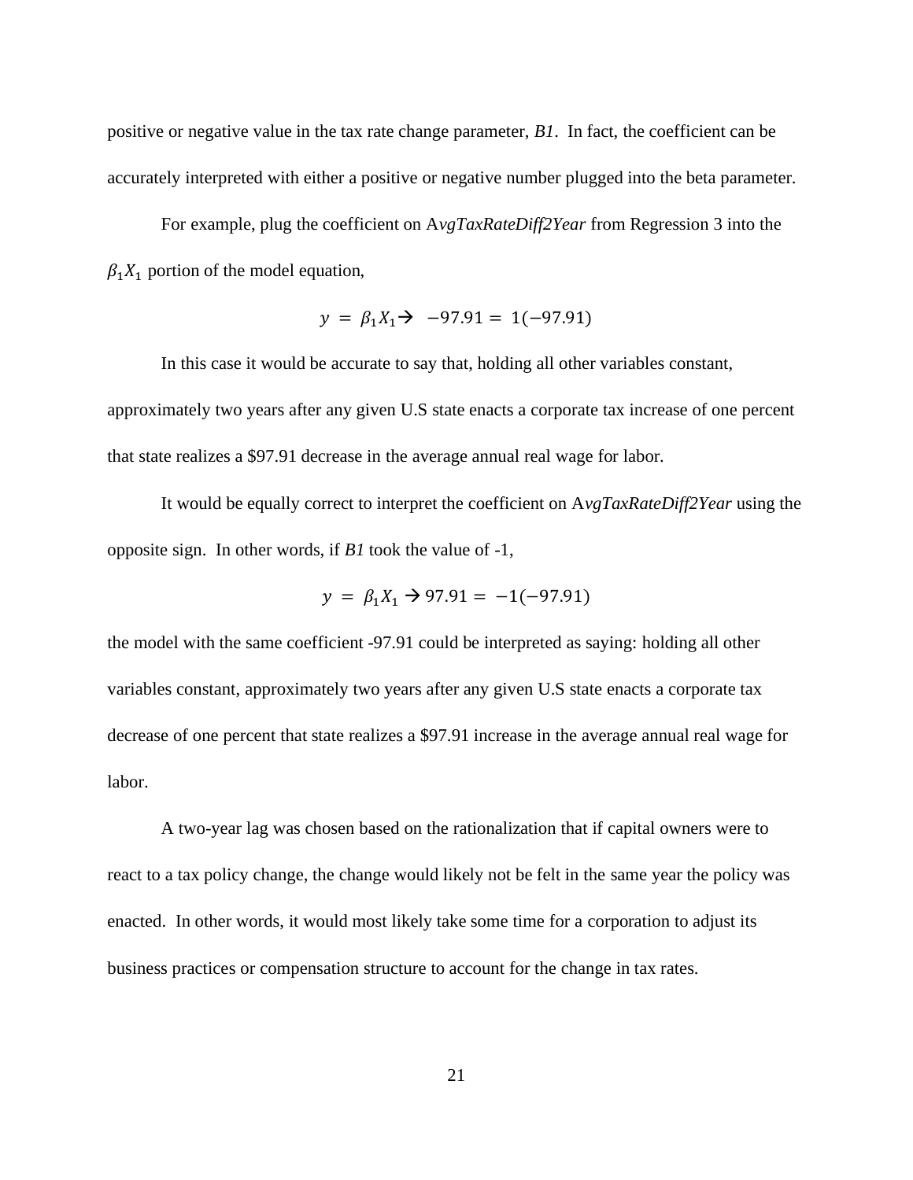positive or negative value in the tax rate change parameter, *B1*. In fact, the coefficient can be accurately interpreted with either a positive or negative number plugged into the beta parameter.

For example, plug the coefficient on A*vgTaxRateDiff2Year* from Regression 3 into the $\beta_1 X_1$ portion of the model equation,

$$y = \beta_1 X_1 \rightarrow -97.91 = 1(-97.91)$$

In this case it would be accurate to say that, holding all other variables constant, approximately two years after any given U.S state enacts a corporate tax increase of one percent that state realizes a $97.91 decrease in the average annual real wage for labor.

It would be equally correct to interpret the coefficient on A*vgTaxRateDiff2Year* using the opposite sign. In other words, if *B1* took the value of -1,

$$y = \beta_1 X_1 \rightarrow 97.91 = -1(-97.91)$$

the model with the same coefficient -97.91 could be interpreted as saying: holding all other variables constant, approximately two years after any given U.S state enacts a corporate tax decrease of one percent that state realizes a $97.91 increase in the average annual real wage for labor.

A two-year lag was chosen based on the rationalization that if capital owners were to react to a tax policy change, the change would likely not be felt in the same year the policy was enacted. In other words, it would most likely take some time for a corporation to adjust its business practices or compensation structure to account for the change in tax rates.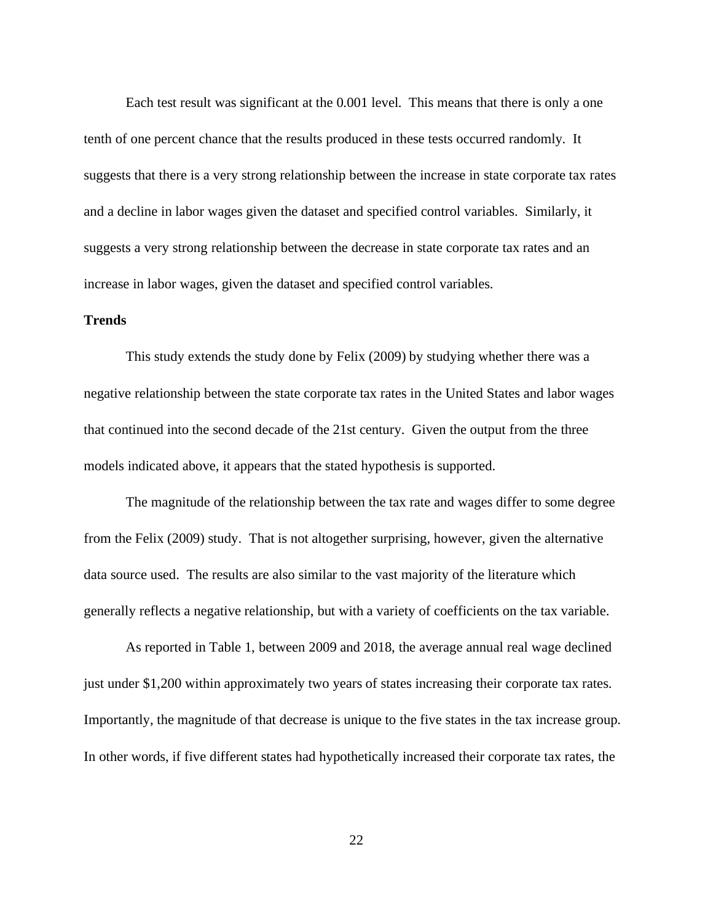Each test result was significant at the 0.001 level. This means that there is only a one tenth of one percent chance that the results produced in these tests occurred randomly. It suggests that there is a very strong relationship between the increase in state corporate tax rates and a decline in labor wages given the dataset and specified control variables. Similarly, it suggests a very strong relationship between the decrease in state corporate tax rates and an increase in labor wages, given the dataset and specified control variables.

**Trends**

This study extends the study done by Felix (2009) by studying whether there was a negative relationship between the state corporate tax rates in the United States and labor wages that continued into the second decade of the 21st century. Given the output from the three models indicated above, it appears that the stated hypothesis is supported.

The magnitude of the relationship between the tax rate and wages differ to some degree from the Felix (2009) study. That is not altogether surprising, however, given the alternative data source used. The results are also similar to the vast majority of the literature which generally reflects a negative relationship, but with a variety of coefficients on the tax variable.

As reported in Table 1, between 2009 and 2018, the average annual real wage declined just under $1,200 within approximately two years of states increasing their corporate tax rates. Importantly, the magnitude of that decrease is unique to the five states in the tax increase group. In other words, if five different states had hypothetically increased their corporate tax rates, the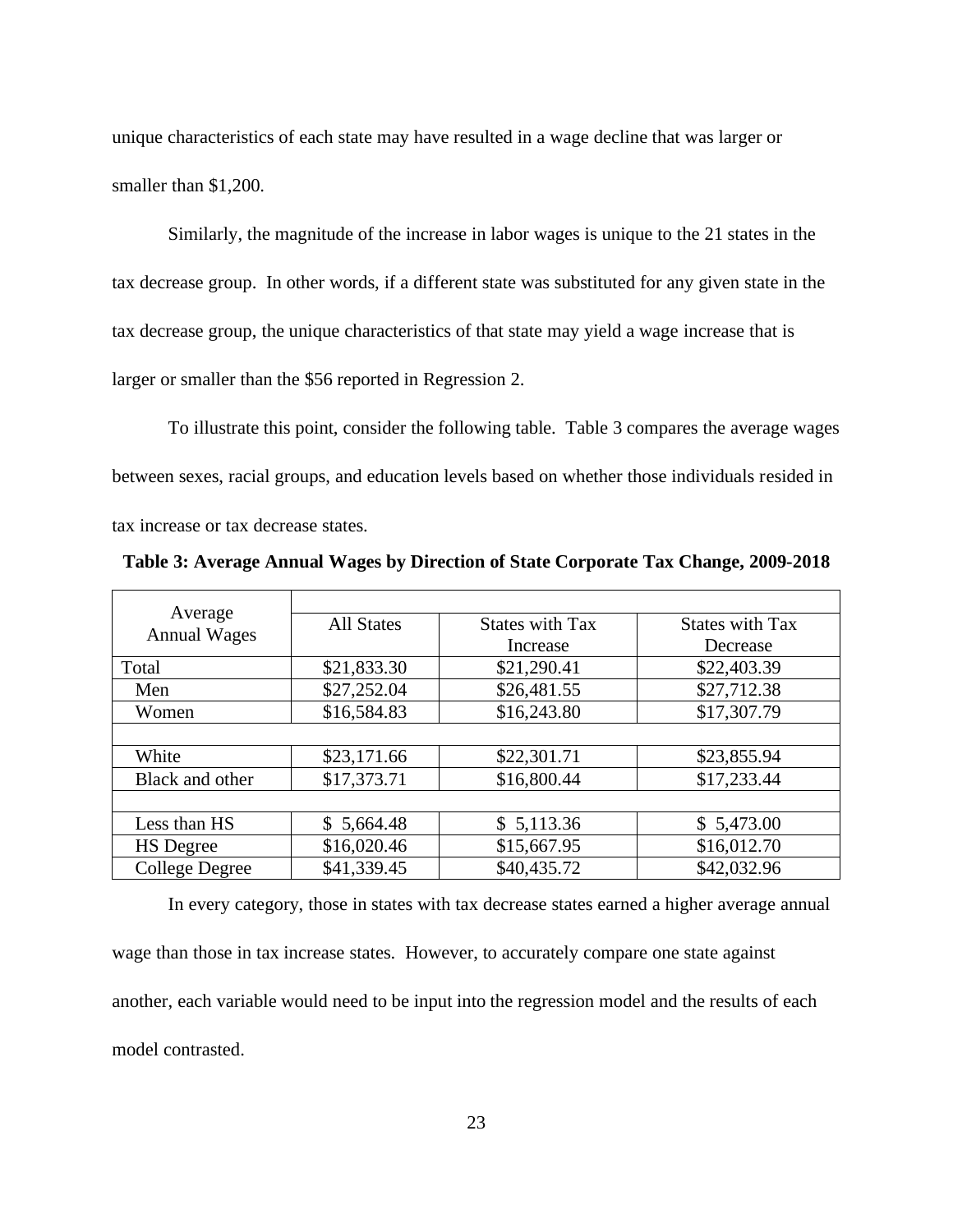unique characteristics of each state may have resulted in a wage decline that was larger or smaller than $1,200.

Similarly, the magnitude of the increase in labor wages is unique to the 21 states in the tax decrease group. In other words, if a different state was substituted for any given state in the tax decrease group, the unique characteristics of that state may yield a wage increase that is larger or smaller than the $56 reported in Regression 2.

To illustrate this point, consider the following table. Table 3 compares the average wages between sexes, racial groups, and education levels based on whether those individuals resided in tax increase or tax decrease states.

**Table 3: Average Annual Wages by Direction of State Corporate Tax Change, 2009-2018**

| Average Annual Wages | All States | States with Tax Increase | States with Tax Decrease |
|---|---|---|---|
| Total | $21,833.30 | $21,290.41 | $22,403.39 |
| Men | $27,252.04 | $26,481.55 | $27,712.38 |
| Women | $16,584.83 | $16,243.80 | $17,307.79 |
| | | | |
| White | $23,171.66 | $22,301.71 | $23,855.94 |
| Black and other | $17,373.71 | $16,800.44 | $17,233.44 |
| | | | |
| Less than HS | $ 5,664.48 | $ 5,113.36 | $ 5,473.00 |
| HS Degree | $16,020.46 | $15,667.95 | $16,012.70 |
| College Degree | $41,339.45 | $40,435.72 | $42,032.96 |

In every category, those in states with tax decrease states earned a higher average annual wage than those in tax increase states. However, to accurately compare one state against another, each variable would need to be input into the regression model and the results of each model contrasted.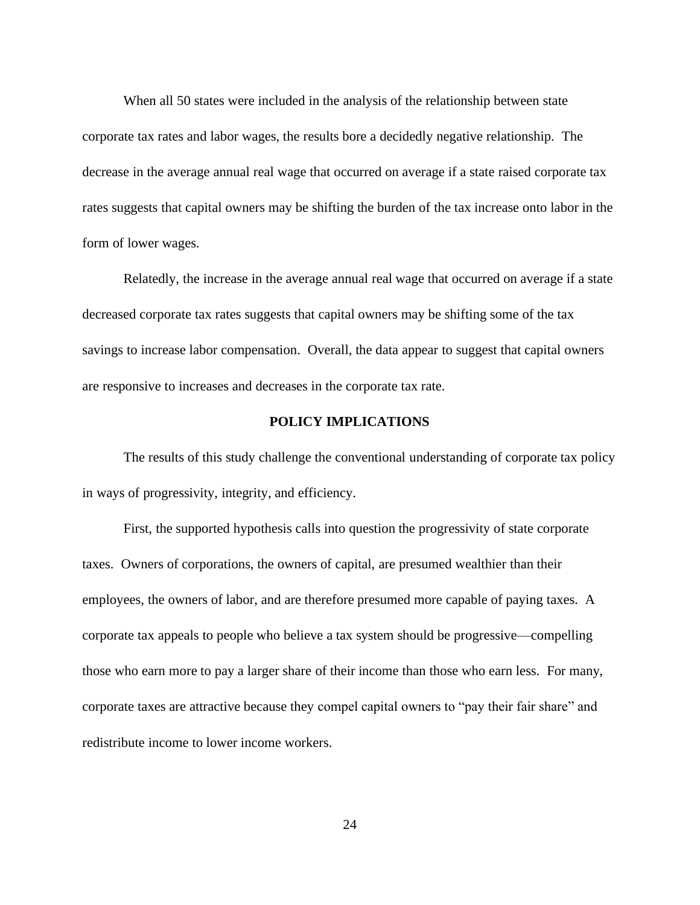When all 50 states were included in the analysis of the relationship between state corporate tax rates and labor wages, the results bore a decidedly negative relationship. The decrease in the average annual real wage that occurred on average if a state raised corporate tax rates suggests that capital owners may be shifting the burden of the tax increase onto labor in the form of lower wages.

Relatedly, the increase in the average annual real wage that occurred on average if a state decreased corporate tax rates suggests that capital owners may be shifting some of the tax savings to increase labor compensation. Overall, the data appear to suggest that capital owners are responsive to increases and decreases in the corporate tax rate.

## POLICY IMPLICATIONS

The results of this study challenge the conventional understanding of corporate tax policy in ways of progressivity, integrity, and efficiency.

First, the supported hypothesis calls into question the progressivity of state corporate taxes. Owners of corporations, the owners of capital, are presumed wealthier than their employees, the owners of labor, and are therefore presumed more capable of paying taxes. A corporate tax appeals to people who believe a tax system should be progressive—compelling those who earn more to pay a larger share of their income than those who earn less. For many, corporate taxes are attractive because they compel capital owners to "pay their fair share" and redistribute income to lower income workers.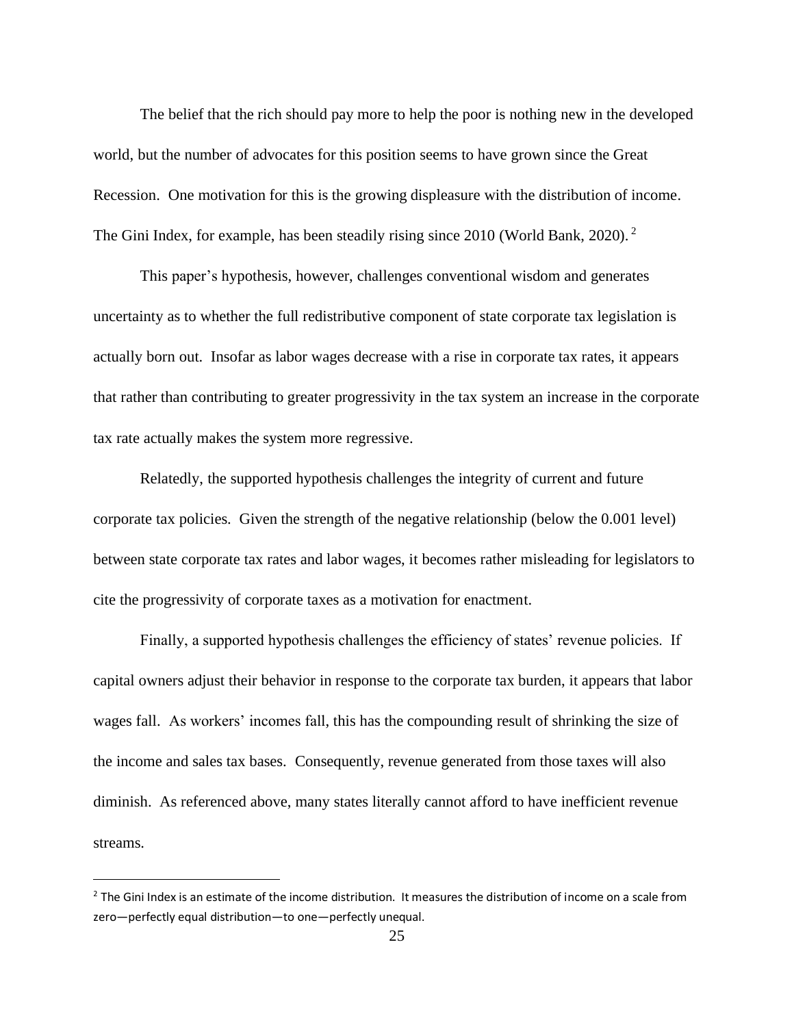The belief that the rich should pay more to help the poor is nothing new in the developed world, but the number of advocates for this position seems to have grown since the Great Recession. One motivation for this is the growing displeasure with the distribution of income. The Gini Index, for example, has been steadily rising since 2010 (World Bank, 2020).[2]

This paper's hypothesis, however, challenges conventional wisdom and generates uncertainty as to whether the full redistributive component of state corporate tax legislation is actually born out. Insofar as labor wages decrease with a rise in corporate tax rates, it appears that rather than contributing to greater progressivity in the tax system an increase in the corporate tax rate actually makes the system more regressive.

Relatedly, the supported hypothesis challenges the integrity of current and future corporate tax policies. Given the strength of the negative relationship (below the 0.001 level) between state corporate tax rates and labor wages, it becomes rather misleading for legislators to cite the progressivity of corporate taxes as a motivation for enactment.

Finally, a supported hypothesis challenges the efficiency of states' revenue policies. If capital owners adjust their behavior in response to the corporate tax burden, it appears that labor wages fall. As workers' incomes fall, this has the compounding result of shrinking the size of the income and sales tax bases. Consequently, revenue generated from those taxes will also diminish. As referenced above, many states literally cannot afford to have inefficient revenue streams.

---

[2] The Gini Index is an estimate of the income distribution. It measures the distribution of income on a scale from zero—perfectly equal distribution—to one—perfectly unequal.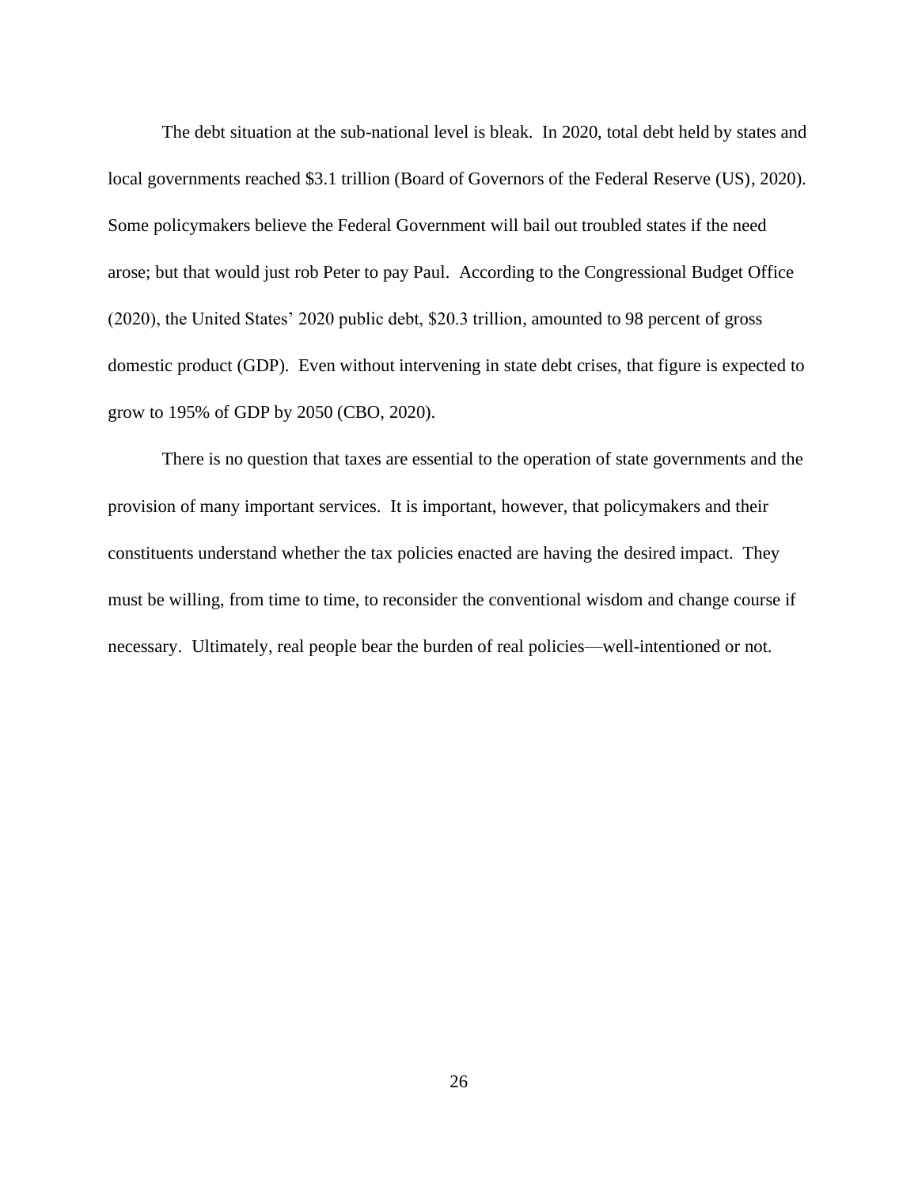The debt situation at the sub-national level is bleak. In 2020, total debt held by states and local governments reached $3.1 trillion (Board of Governors of the Federal Reserve (US), 2020). Some policymakers believe the Federal Government will bail out troubled states if the need arose; but that would just rob Peter to pay Paul. According to the Congressional Budget Office (2020), the United States' 2020 public debt, $20.3 trillion, amounted to 98 percent of gross domestic product (GDP). Even without intervening in state debt crises, that figure is expected to grow to 195% of GDP by 2050 (CBO, 2020).

There is no question that taxes are essential to the operation of state governments and the provision of many important services. It is important, however, that policymakers and their constituents understand whether the tax policies enacted are having the desired impact. They must be willing, from time to time, to reconsider the conventional wisdom and change course if necessary. Ultimately, real people bear the burden of real policies—well-intentioned or not.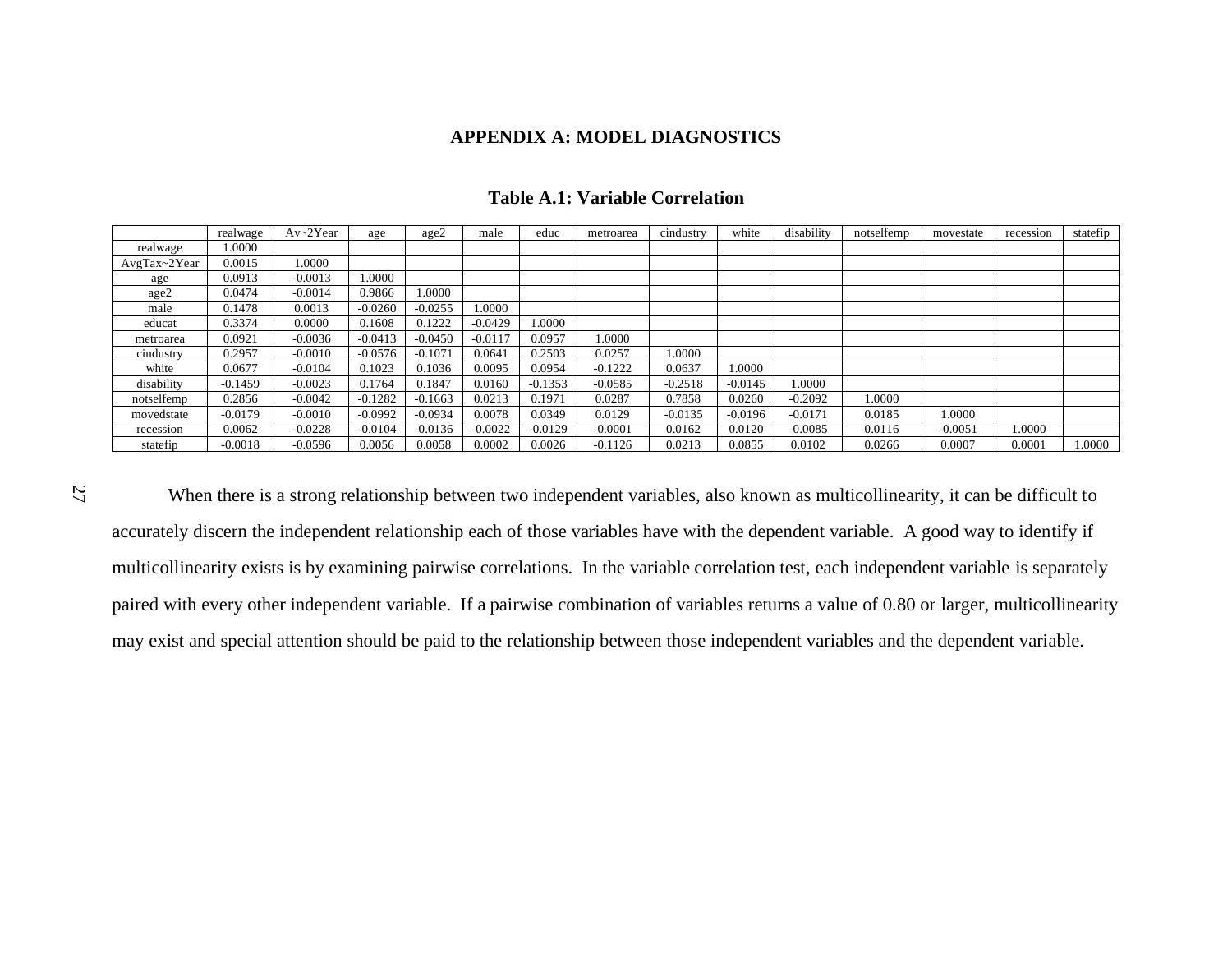## APPENDIX A: MODEL DIAGNOSTICS

**Table A.1: Variable Correlation**

| | realwage | Av~2Year | age | age2 | male | educ | metroarea | cindustry | white | disability | notselfemp | movestate | recession | statefip |
|---|---|---|---|---|---|---|---|---|---|---|---|---|---|---|
| realwage | 1.0000 | | | | | | | | | | | | | |
| AvgTax~2Year | 0.0015 | 1.0000 | | | | | | | | | | | | |
| age | 0.0913 | -0.0013 | 1.0000 | | | | | | | | | | | |
| age2 | 0.0474 | -0.0014 | 0.9866 | 1.0000 | | | | | | | | | | |
| male | 0.1478 | 0.0013 | -0.0260 | -0.0255 | 1.0000 | | | | | | | | | |
| educat | 0.3374 | 0.0000 | 0.1608 | 0.1222 | -0.0429 | 1.0000 | | | | | | | | |
| metroarea | 0.0921 | -0.0036 | -0.0413 | -0.0450 | -0.0117 | 0.0957 | 1.0000 | | | | | | | |
| cindustry | 0.2957 | -0.0010 | -0.0576 | -0.1071 | 0.0641 | 0.2503 | 0.0257 | 1.0000 | | | | | | |
| white | 0.0677 | -0.0104 | 0.1023 | 0.1036 | 0.0095 | 0.0954 | -0.1222 | 0.0637 | 1.0000 | | | | | |
| disability | -0.1459 | -0.0023 | 0.1764 | 0.1847 | 0.0160 | -0.1353 | -0.0585 | -0.2518 | -0.0145 | 1.0000 | | | | |
| notselfemp | 0.2856 | -0.0042 | -0.1282 | -0.1663 | 0.0213 | 0.1971 | 0.0287 | 0.7858 | 0.0260 | -0.2092 | 1.0000 | | | |
| movedstate | -0.0179 | -0.0010 | -0.0992 | -0.0934 | 0.0078 | 0.0349 | 0.0129 | -0.0135 | -0.0196 | -0.0171 | 0.0185 | 1.0000 | | |
| recession | 0.0062 | -0.0228 | -0.0104 | -0.0136 | -0.0022 | -0.0129 | -0.0001 | 0.0162 | 0.0120 | -0.0085 | 0.0116 | -0.0051 | 1.0000 | |
| statefip | -0.0018 | -0.0596 | 0.0056 | 0.0058 | 0.0002 | 0.0026 | -0.1126 | 0.0213 | 0.0855 | 0.0102 | 0.0266 | 0.0007 | 0.0001 | 1.0000 |

When there is a strong relationship between two independent variables, also known as multicollinearity, it can be difficult to accurately discern the independent relationship each of those variables have with the dependent variable. A good way to identify if multicollinearity exists is by examining pairwise correlations. In the variable correlation test, each independent variable is separately paired with every other independent variable. If a pairwise combination of variables returns a value of 0.80 or larger, multicollinearity may exist and special attention should be paid to the relationship between those independent variables and the dependent variable.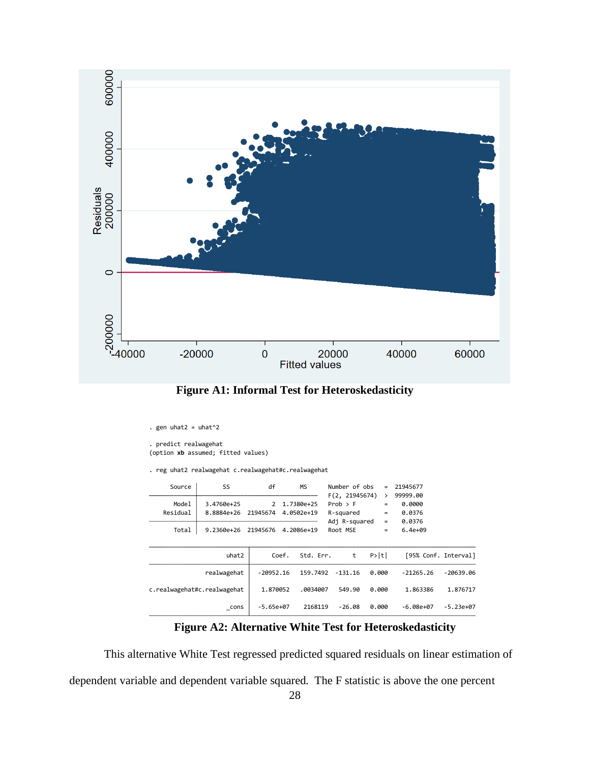**Figure A1: Informal Test for Heteroskedasticity**

```
. gen uhat2 = uhat^2

. predict realwagehat
(option xb assumed; fitted values)

. reg uhat2 realwagehat c.realwagehat#c.realwagehat

      Source |       SS           df       MS      Number of obs   =  21945677
-------------+----------------------------------   F(2, 21945674)  >  99999.00
       Model |  3.4760e+25         2  1.7380e+25   Prob > F        =    0.0000
    Residual |  8.8884e+26  21945674  4.0502e+19   R-squared       =    0.0376
-------------+----------------------------------   Adj R-squared   =    0.0376
       Total |  9.2360e+26  21945676  4.2086e+19   Root MSE        =    6.4e+09

------------------------------------------------------------------------------------------
                      uhat2 |      Coef.   Std. Err.      t    P>|t|     [95% Conf. Interval]
----------------------------+-------------------------------------------------------------
                realwagehat |  -20952.16   159.7492   -131.16   0.000    -21265.26   -20639.06
                            |
c.realwagehat#c.realwagehat |   1.870052   .0034007    549.90   0.000     1.863386    1.876717
                            |
                      _cons |  -5.65e+07    2168119    -26.08   0.000    -6.08e+07   -5.23e+07
------------------------------------------------------------------------------------------
```

**Figure A2: Alternative White Test for Heteroskedasticity**

This alternative White Test regressed predicted squared residuals on linear estimation of dependent variable and dependent variable squared. The F statistic is above the one percent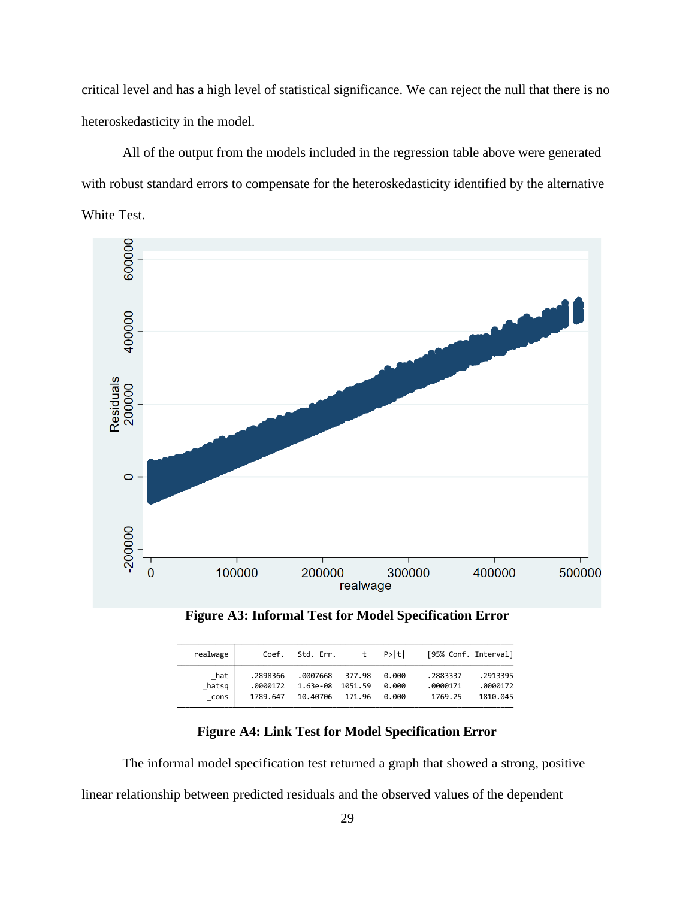critical level and has a high level of statistical significance. We can reject the null that there is no heteroskedasticity in the model.

All of the output from the models included in the regression table above were generated with robust standard errors to compensate for the heteroskedasticity identified by the alternative White Test.

**Figure A3: Informal Test for Model Specification Error**

| realwage | Coef. | Std. Err. | t | P>\|t\| | [95% Conf. | Interval] |
|---|---|---|---|---|---|---|
| _hat | .2898366 | .0007668 | 377.98 | 0.000 | .2883337 | .2913395 |
| _hatsq | .0000172 | 1.63e-08 | 1051.59 | 0.000 | .0000171 | .0000172 |
| _cons | 1789.647 | 10.40706 | 171.96 | 0.000 | 1769.25 | 1810.045 |

**Figure A4: Link Test for Model Specification Error**

The informal model specification test returned a graph that showed a strong, positive linear relationship between predicted residuals and the observed values of the dependent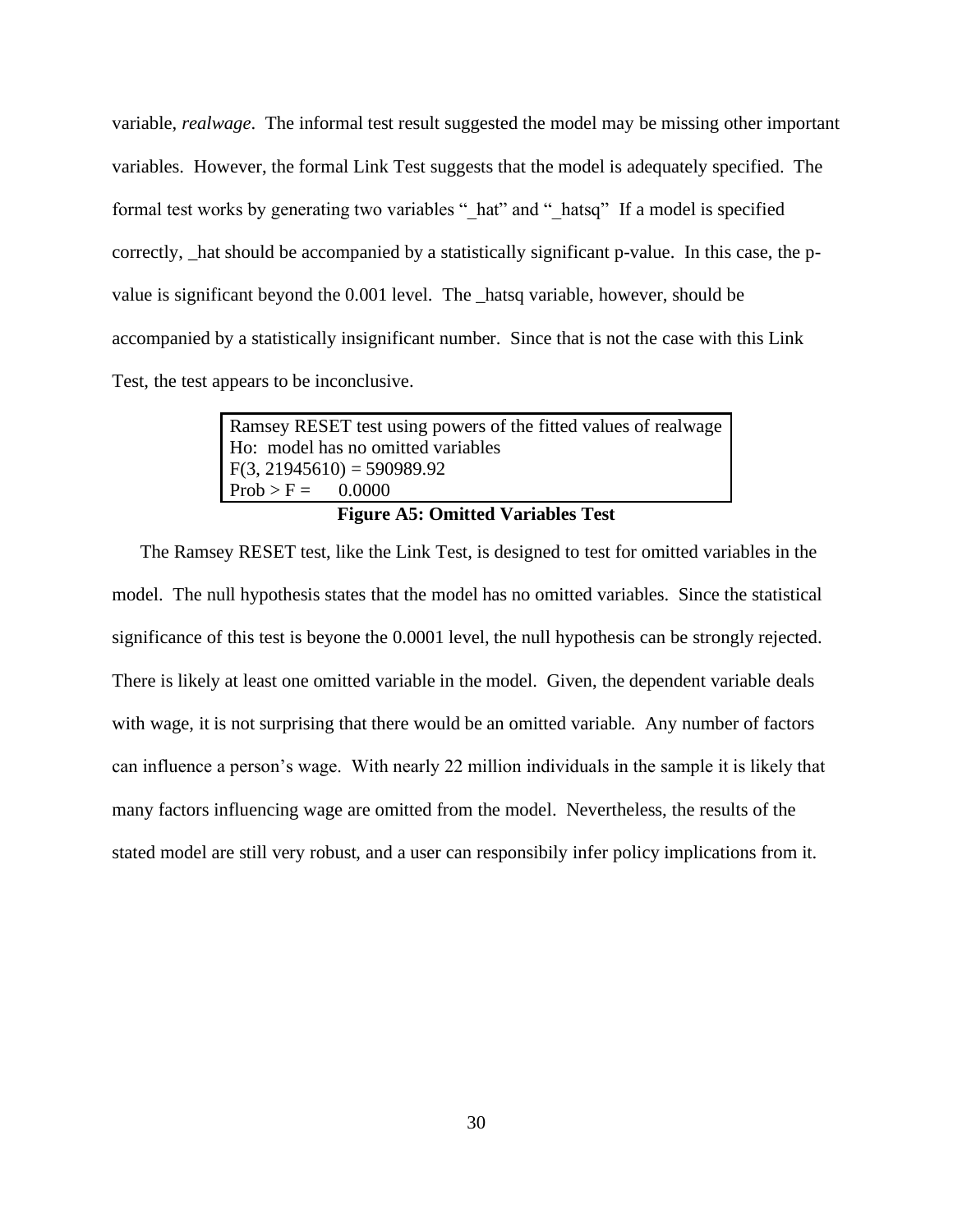variable, *realwage*. The informal test result suggested the model may be missing other important variables. However, the formal Link Test suggests that the model is adequately specified. The formal test works by generating two variables "_hat" and "_hatsq" If a model is specified correctly, _hat should be accompanied by a statistically significant p-value. In this case, the p-value is significant beyond the 0.001 level. The _hatsq variable, however, should be accompanied by a statistically insignificant number. Since that is not the case with this Link Test, the test appears to be inconclusive.

```
Ramsey RESET test using powers of the fitted values of realwage
Ho:  model has no omitted variables
F(3, 21945610) = 590989.92
Prob > F =      0.0000
```

**Figure A5: Omitted Variables Test**

The Ramsey RESET test, like the Link Test, is designed to test for omitted variables in the model. The null hypothesis states that the model has no omitted variables. Since the statistical significance of this test is beyone the 0.0001 level, the null hypothesis can be strongly rejected. There is likely at least one omitted variable in the model. Given, the dependent variable deals with wage, it is not surprising that there would be an omitted variable. Any number of factors can influence a person's wage. With nearly 22 million individuals in the sample it is likely that many factors influencing wage are omitted from the model. Nevertheless, the results of the stated model are still very robust, and a user can responsibily infer policy implications from it.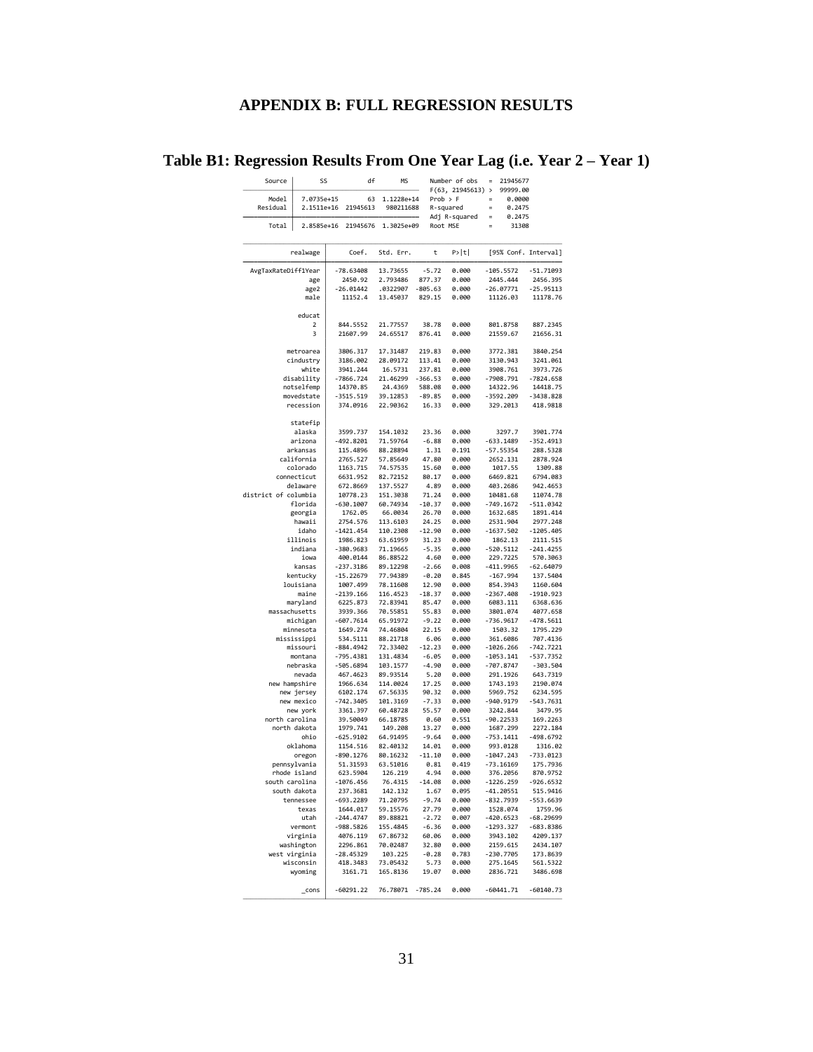# APPENDIX B: FULL REGRESSION RESULTS

## Table B1: Regression Results From One Year Lag (i.e. Year 2 – Year 1)

| Source | SS | df | MS |
|---|---|---|---|
| Model | 7.0735e+15 | 63 | 1.1228e+14 |
| Residual | 2.1511e+16 | 21945613 | 980211688 |
| Total | 2.8585e+16 | 21945676 | 1.3025e+09 |

| | |
|---|---|
| Number of obs | = 21945677 |
| F(63, 21945613) | > 99999.00 |
| Prob > F | = 0.0000 |
| R-squared | = 0.2475 |
| Adj R-squared | = 0.2475 |
| Root MSE | = 31308 |

| realwage | Coef. | Std. Err. | t | P>\|t\| | [95% Conf. | Interval] |
|---|---|---|---|---|---|---|
| AvgTaxRateDiff1Year | -78.63408 | 13.73655 | -5.72 | 0.000 | -105.5572 | -51.71093 |
| age | 2450.92 | 2.793486 | 877.37 | 0.000 | 2445.444 | 2456.395 |
| age2 | -26.01442 | .0322907 | -805.63 | 0.000 | -26.07771 | -25.95113 |
| male | 11152.4 | 13.45037 | 829.15 | 0.000 | 11126.03 | 11178.76 |
| educat | | | | | | |
| 2 | 844.5552 | 21.77557 | 38.78 | 0.000 | 801.8758 | 887.2345 |
| 3 | 21607.99 | 24.65517 | 876.41 | 0.000 | 21559.67 | 21656.31 |
| metroarea | 3806.317 | 17.31487 | 219.83 | 0.000 | 3772.381 | 3840.254 |
| cindustry | 3186.002 | 28.09172 | 113.41 | 0.000 | 3130.943 | 3241.061 |
| white | 3941.244 | 16.5731 | 237.81 | 0.000 | 3908.761 | 3973.726 |
| disability | -7866.724 | 21.46299 | -366.53 | 0.000 | -7908.791 | -7824.658 |
| notselfemp | 14370.85 | 24.4369 | 588.08 | 0.000 | 14322.96 | 14418.75 |
| movedstate | -3515.519 | 39.12853 | -89.85 | 0.000 | -3592.209 | -3438.828 |
| recession | 374.0916 | 22.90362 | 16.33 | 0.000 | 329.2013 | 418.9818 |
| statefip | | | | | | |
| alaska | 3599.737 | 154.1032 | 23.36 | 0.000 | 3297.7 | 3901.774 |
| arizona | -492.8201 | 71.59764 | -6.88 | 0.000 | -633.1489 | -352.4913 |
| arkansas | 115.4896 | 88.28894 | 1.31 | 0.191 | -57.55354 | 288.5328 |
| california | 2765.527 | 57.85649 | 47.80 | 0.000 | 2652.131 | 2878.924 |
| colorado | 1163.715 | 74.57535 | 15.60 | 0.000 | 1017.55 | 1309.88 |
| connecticut | 6631.952 | 82.72152 | 80.17 | 0.000 | 6469.821 | 6794.083 |
| delaware | 672.8669 | 137.5527 | 4.89 | 0.000 | 403.2686 | 942.4653 |
| district of columbia | 10778.23 | 151.3038 | 71.24 | 0.000 | 10481.68 | 11074.78 |
| florida | -630.1007 | 60.74934 | -10.37 | 0.000 | -749.1672 | -511.0342 |
| georgia | 1762.05 | 66.0034 | 26.70 | 0.000 | 1632.685 | 1891.414 |
| hawaii | 2754.576 | 113.6103 | 24.25 | 0.000 | 2531.904 | 2977.248 |
| idaho | -1421.454 | 110.2308 | -12.90 | 0.000 | -1637.502 | -1205.405 |
| illinois | 1986.823 | 63.61959 | 31.23 | 0.000 | 1862.13 | 2111.515 |
| indiana | -380.9683 | 71.19665 | -5.35 | 0.000 | -520.5112 | -241.4255 |
| iowa | 400.0144 | 86.88522 | 4.60 | 0.000 | 229.7225 | 570.3063 |
| kansas | -237.3186 | 89.12298 | -2.66 | 0.008 | -411.9965 | -62.64079 |
| kentucky | -15.22679 | 77.94389 | -0.20 | 0.845 | -167.994 | 137.5404 |
| louisiana | 1007.499 | 78.11608 | 12.90 | 0.000 | 854.3943 | 1160.604 |
| maine | -2139.166 | 116.4523 | -18.37 | 0.000 | -2367.408 | -1910.923 |
| maryland | 6225.873 | 72.83941 | 85.47 | 0.000 | 6083.111 | 6368.636 |
| massachusetts | 3939.366 | 70.55851 | 55.83 | 0.000 | 3801.074 | 4077.658 |
| michigan | -607.7614 | 65.91972 | -9.22 | 0.000 | -736.9617 | -478.5611 |
| minnesota | 1649.274 | 74.46804 | 22.15 | 0.000 | 1503.32 | 1795.229 |
| mississippi | 534.5111 | 88.21718 | 6.06 | 0.000 | 361.6086 | 707.4136 |
| missouri | -884.4942 | 72.33402 | -12.23 | 0.000 | -1026.266 | -742.7221 |
| montana | -795.4381 | 131.4834 | -6.05 | 0.000 | -1053.141 | -537.7352 |
| nebraska | -505.6894 | 103.1577 | -4.90 | 0.000 | -707.8747 | -303.504 |
| nevada | 467.4623 | 89.93514 | 5.20 | 0.000 | 291.1926 | 643.7319 |
| new hampshire | 1966.634 | 114.0024 | 17.25 | 0.000 | 1743.193 | 2190.074 |
| new jersey | 6102.174 | 67.56335 | 90.32 | 0.000 | 5969.752 | 6234.595 |
| new mexico | -742.3405 | 101.3169 | -7.33 | 0.000 | -940.9179 | -543.7631 |
| new york | 3361.397 | 60.48728 | 55.57 | 0.000 | 3242.844 | 3479.95 |
| north carolina | 39.50049 | 66.18785 | 0.60 | 0.551 | -90.22533 | 169.2263 |
| north dakota | 1979.741 | 149.208 | 13.27 | 0.000 | 1687.299 | 2272.184 |
| ohio | -625.9102 | 64.91495 | -9.64 | 0.000 | -753.1411 | -498.6792 |
| oklahoma | 1154.516 | 82.40132 | 14.01 | 0.000 | 993.0128 | 1316.02 |
| oregon | -890.1276 | 80.16232 | -11.10 | 0.000 | -1047.243 | -733.0123 |
| pennsylvania | 51.31593 | 63.51016 | 0.81 | 0.419 | -73.16169 | 175.7936 |
| rhode island | 623.5904 | 126.219 | 4.94 | 0.000 | 376.2056 | 870.9752 |
| south carolina | -1076.456 | 76.4315 | -14.08 | 0.000 | -1226.259 | -926.6532 |
| south dakota | 237.3681 | 142.132 | 1.67 | 0.095 | -41.20551 | 515.9416 |
| tennessee | -693.2289 | 71.20795 | -9.74 | 0.000 | -832.7939 | -553.6639 |
| texas | 1644.017 | 59.15576 | 27.79 | 0.000 | 1528.074 | 1759.96 |
| utah | -244.4747 | 89.88821 | -2.72 | 0.007 | -420.6523 | -68.29699 |
| vermont | -988.5826 | 155.4845 | -6.36 | 0.000 | -1293.327 | -683.8386 |
| virginia | 4076.119 | 67.86732 | 60.06 | 0.000 | 3943.102 | 4209.137 |
| washington | 2296.861 | 70.02487 | 32.80 | 0.000 | 2159.615 | 2434.107 |
| west virginia | -28.45329 | 103.225 | -0.28 | 0.783 | -230.7705 | 173.8639 |
| wisconsin | 418.3483 | 73.05432 | 5.73 | 0.000 | 275.1645 | 561.5322 |
| wyoming | 3161.71 | 165.8136 | 19.07 | 0.000 | 2836.721 | 3486.698 |
| _cons | -60291.22 | 76.78071 | -785.24 | 0.000 | -60441.71 | -60140.73 |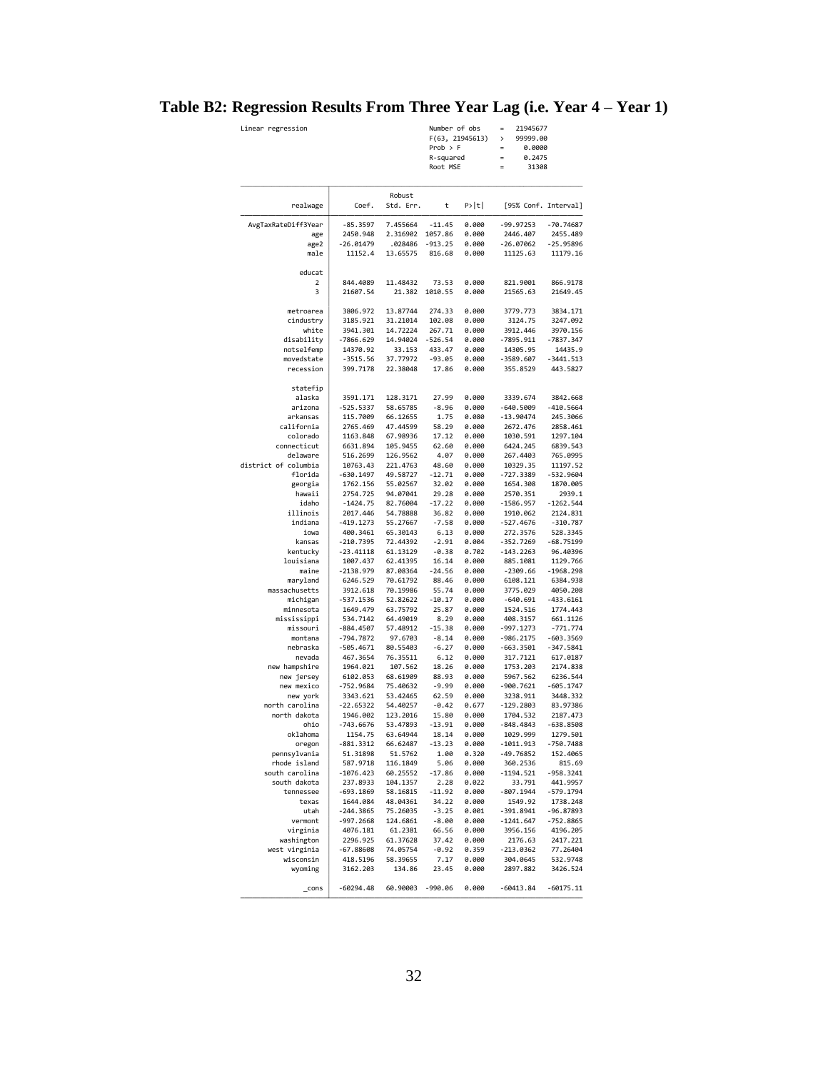# Table B2: Regression Results From Three Year Lag (i.e. Year 4 – Year 1)

Linear regression

| | | | |
|---|---|---|---|
| Number of obs | = | 21945677 |
| F(63, 21945613) | > | 99999.00 |
| Prob > F | = | 0.0000 |
| R-squared | = | 0.2475 |
| Root MSE | = | 31308 |

| realwage | Coef. | Robust Std. Err. | t | P>\|t\| | [95% Conf. | Interval] |
|---|---|---|---|---|---|---|
| AvgTaxRateDiff3Year | -85.3597 | 7.455664 | -11.45 | 0.000 | -99.97253 | -70.74687 |
| age | 2450.948 | 2.316902 | 1057.86 | 0.000 | 2446.407 | 2455.489 |
| age2 | -26.01479 | .028486 | -913.25 | 0.000 | -26.07062 | -25.95896 |
| male | 11152.4 | 13.65575 | 816.68 | 0.000 | 11125.63 | 11179.16 |
| educat | | | | | | |
| 2 | 844.4089 | 11.48432 | 73.53 | 0.000 | 821.9001 | 866.9178 |
| 3 | 21607.54 | 21.382 | 1010.55 | 0.000 | 21565.63 | 21649.45 |
| metroarea | 3806.972 | 13.87744 | 274.33 | 0.000 | 3779.773 | 3834.171 |
| cindustry | 3185.921 | 31.21014 | 102.08 | 0.000 | 3124.75 | 3247.092 |
| white | 3941.301 | 14.72224 | 267.71 | 0.000 | 3912.446 | 3970.156 |
| disability | -7866.629 | 14.94024 | -526.54 | 0.000 | -7895.911 | -7837.347 |
| notselfemp | 14370.92 | 33.153 | 433.47 | 0.000 | 14305.95 | 14435.9 |
| movedstate | -3515.56 | 37.77972 | -93.05 | 0.000 | -3589.607 | -3441.513 |
| recession | 399.7178 | 22.38048 | 17.86 | 0.000 | 355.8529 | 443.5827 |
| statefip | | | | | | |
| alaska | 3591.171 | 128.3171 | 27.99 | 0.000 | 3339.674 | 3842.668 |
| arizona | -525.5337 | 58.65785 | -8.96 | 0.000 | -640.5009 | -410.5664 |
| arkansas | 115.7009 | 66.12655 | 1.75 | 0.080 | -13.90474 | 245.3066 |
| california | 2765.469 | 47.44599 | 58.29 | 0.000 | 2672.476 | 2858.461 |
| colorado | 1163.848 | 67.98936 | 17.12 | 0.000 | 1030.591 | 1297.104 |
| connecticut | 6631.894 | 105.9455 | 62.60 | 0.000 | 6424.245 | 6839.543 |
| delaware | 516.2699 | 126.9562 | 4.07 | 0.000 | 267.4403 | 765.0995 |
| district of columbia | 10763.43 | 221.4763 | 48.60 | 0.000 | 10329.35 | 11197.52 |
| florida | -630.1497 | 49.58727 | -12.71 | 0.000 | -727.3389 | -532.9604 |
| georgia | 1762.156 | 55.02567 | 32.02 | 0.000 | 1654.308 | 1870.005 |
| hawaii | 2754.725 | 94.07041 | 29.28 | 0.000 | 2570.351 | 2939.1 |
| idaho | -1424.75 | 82.76004 | -17.22 | 0.000 | -1586.957 | -1262.544 |
| illinois | 2017.446 | 54.78888 | 36.82 | 0.000 | 1910.062 | 2124.831 |
| indiana | -419.1273 | 55.27667 | -7.58 | 0.000 | -527.4676 | -310.787 |
| iowa | 400.3461 | 65.30143 | 6.13 | 0.000 | 272.3576 | 528.3345 |
| kansas | -210.7395 | 72.44392 | -2.91 | 0.004 | -352.7269 | -68.75199 |
| kentucky | -23.41118 | 61.13129 | -0.38 | 0.702 | -143.2263 | 96.40396 |
| louisiana | 1007.437 | 62.41395 | 16.14 | 0.000 | 885.1081 | 1129.766 |
| maine | -2138.979 | 87.08364 | -24.56 | 0.000 | -2309.66 | -1968.298 |
| maryland | 6246.529 | 70.61792 | 88.46 | 0.000 | 6108.121 | 6384.938 |
| massachusetts | 3912.618 | 70.19986 | 55.74 | 0.000 | 3775.029 | 4050.208 |
| michigan | -537.1536 | 52.82622 | -10.17 | 0.000 | -640.691 | -433.6161 |
| minnesota | 1649.479 | 63.75792 | 25.87 | 0.000 | 1524.516 | 1774.443 |
| mississippi | 534.7142 | 64.49019 | 8.29 | 0.000 | 408.3157 | 661.1126 |
| missouri | -884.4507 | 57.48912 | -15.38 | 0.000 | -997.1273 | -771.774 |
| montana | -794.7872 | 97.6703 | -8.14 | 0.000 | -986.2175 | -603.3569 |
| nebraska | -505.4671 | 80.55403 | -6.27 | 0.000 | -663.3501 | -347.5841 |
| nevada | 467.3654 | 76.35511 | 6.12 | 0.000 | 317.7121 | 617.0187 |
| new hampshire | 1964.021 | 107.562 | 18.26 | 0.000 | 1753.203 | 2174.838 |
| new jersey | 6102.053 | 68.61909 | 88.93 | 0.000 | 5967.562 | 6236.544 |
| new mexico | -752.9684 | 75.40632 | -9.99 | 0.000 | -900.7621 | -605.1747 |
| new york | 3343.621 | 53.42465 | 62.59 | 0.000 | 3238.911 | 3448.332 |
| north carolina | -22.65322 | 54.40257 | -0.42 | 0.677 | -129.2803 | 83.97386 |
| north dakota | 1946.002 | 123.2016 | 15.80 | 0.000 | 1704.532 | 2187.473 |
| ohio | -743.6676 | 53.47893 | -13.91 | 0.000 | -848.4843 | -638.8508 |
| oklahoma | 1154.75 | 63.64944 | 18.14 | 0.000 | 1029.999 | 1279.501 |
| oregon | -881.3312 | 66.62487 | -13.23 | 0.000 | -1011.913 | -750.7488 |
| pennsylvania | 51.31898 | 51.5762 | 1.00 | 0.320 | -49.76852 | 152.4065 |
| rhode island | 587.9718 | 116.1849 | 5.06 | 0.000 | 360.2536 | 815.69 |
| south carolina | -1076.423 | 60.25552 | -17.86 | 0.000 | -1194.521 | -958.3241 |
| south dakota | 237.8933 | 104.1357 | 2.28 | 0.022 | 33.791 | 441.9957 |
| tennessee | -693.1869 | 58.16815 | -11.92 | 0.000 | -807.1944 | -579.1794 |
| texas | 1644.084 | 48.04361 | 34.22 | 0.000 | 1549.92 | 1738.248 |
| utah | -244.3865 | 75.26035 | -3.25 | 0.001 | -391.8941 | -96.87893 |
| vermont | -997.2668 | 124.6861 | -8.00 | 0.000 | -1241.647 | -752.8865 |
| virginia | 4076.181 | 61.2381 | 66.56 | 0.000 | 3956.156 | 4196.205 |
| washington | 2296.925 | 61.37628 | 37.42 | 0.000 | 2176.63 | 2417.221 |
| west virginia | -67.88608 | 74.05754 | -0.92 | 0.359 | -213.0362 | 77.26404 |
| wisconsin | 418.5196 | 58.39655 | 7.17 | 0.000 | 304.0645 | 532.9748 |
| wyoming | 3162.203 | 134.86 | 23.45 | 0.000 | 2897.882 | 3426.524 |
| _cons | -60294.48 | 60.90003 | -990.06 | 0.000 | -60413.84 | -60175.11 |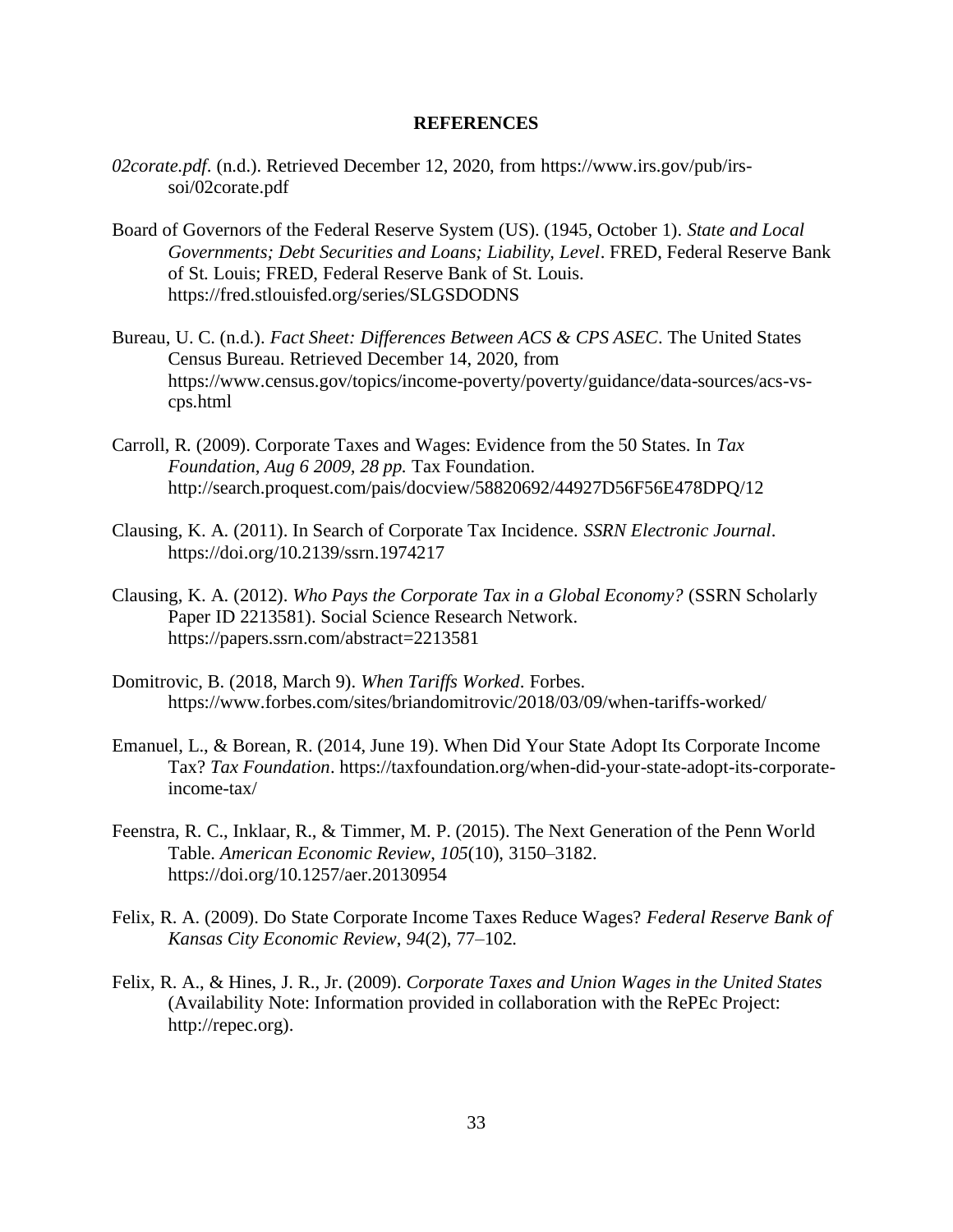# REFERENCES

*02corate.pdf*. (n.d.). Retrieved December 12, 2020, from https://www.irs.gov/pub/irs-soi/02corate.pdf

Board of Governors of the Federal Reserve System (US). (1945, October 1). *State and Local Governments; Debt Securities and Loans; Liability, Level*. FRED, Federal Reserve Bank of St. Louis; FRED, Federal Reserve Bank of St. Louis. https://fred.stlouisfed.org/series/SLGSDODNS

Bureau, U. C. (n.d.). *Fact Sheet: Differences Between ACS & CPS ASEC*. The United States Census Bureau. Retrieved December 14, 2020, from https://www.census.gov/topics/income-poverty/poverty/guidance/data-sources/acs-vs-cps.html

Carroll, R. (2009). Corporate Taxes and Wages: Evidence from the 50 States. In *Tax Foundation, Aug 6 2009, 28 pp.* Tax Foundation. http://search.proquest.com/pais/docview/58820692/44927D56F56E478DPQ/12

Clausing, K. A. (2011). In Search of Corporate Tax Incidence. *SSRN Electronic Journal*. https://doi.org/10.2139/ssrn.1974217

Clausing, K. A. (2012). *Who Pays the Corporate Tax in a Global Economy?* (SSRN Scholarly Paper ID 2213581). Social Science Research Network. https://papers.ssrn.com/abstract=2213581

Domitrovic, B. (2018, March 9). *When Tariffs Worked*. Forbes. https://www.forbes.com/sites/briandomitrovic/2018/03/09/when-tariffs-worked/

Emanuel, L., & Borean, R. (2014, June 19). When Did Your State Adopt Its Corporate Income Tax? *Tax Foundation*. https://taxfoundation.org/when-did-your-state-adopt-its-corporate-income-tax/

Feenstra, R. C., Inklaar, R., & Timmer, M. P. (2015). The Next Generation of the Penn World Table. *American Economic Review*, *105*(10), 3150–3182. https://doi.org/10.1257/aer.20130954

Felix, R. A. (2009). Do State Corporate Income Taxes Reduce Wages? *Federal Reserve Bank of Kansas City Economic Review*, *94*(2), 77–102.

Felix, R. A., & Hines, J. R., Jr. (2009). *Corporate Taxes and Union Wages in the United States* (Availability Note: Information provided in collaboration with the RePEc Project: http://repec.org).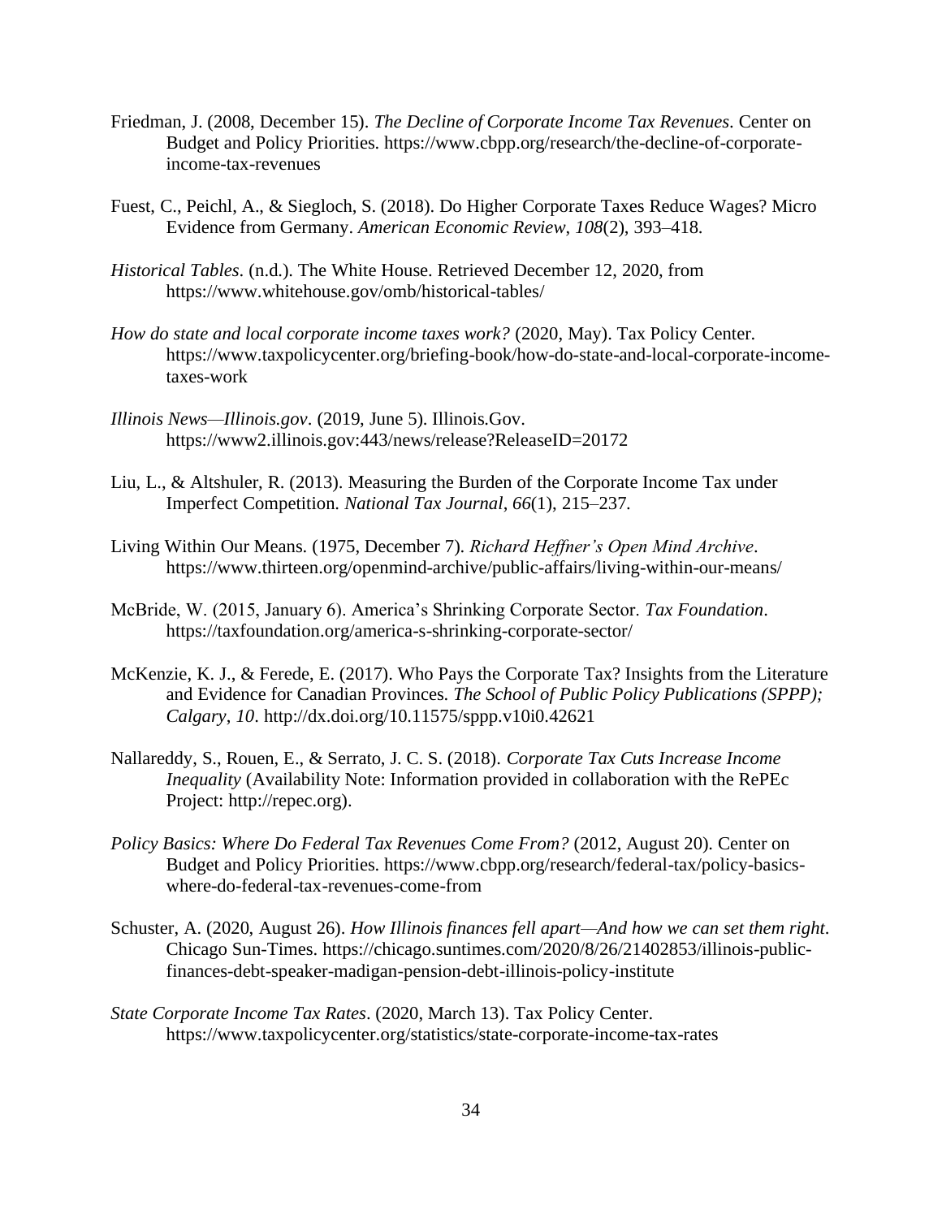Friedman, J. (2008, December 15). *The Decline of Corporate Income Tax Revenues*. Center on Budget and Policy Priorities. https://www.cbpp.org/research/the-decline-of-corporate-income-tax-revenues

Fuest, C., Peichl, A., & Siegloch, S. (2018). Do Higher Corporate Taxes Reduce Wages? Micro Evidence from Germany. *American Economic Review*, *108*(2), 393–418.

*Historical Tables*. (n.d.). The White House. Retrieved December 12, 2020, from https://www.whitehouse.gov/omb/historical-tables/

*How do state and local corporate income taxes work?* (2020, May). Tax Policy Center. https://www.taxpolicycenter.org/briefing-book/how-do-state-and-local-corporate-income-taxes-work

*Illinois News—Illinois.gov*. (2019, June 5). Illinois.Gov. https://www2.illinois.gov:443/news/release?ReleaseID=20172

Liu, L., & Altshuler, R. (2013). Measuring the Burden of the Corporate Income Tax under Imperfect Competition. *National Tax Journal*, *66*(1), 215–237.

Living Within Our Means. (1975, December 7). *Richard Heffner's Open Mind Archive*. https://www.thirteen.org/openmind-archive/public-affairs/living-within-our-means/

McBride, W. (2015, January 6). America's Shrinking Corporate Sector. *Tax Foundation*. https://taxfoundation.org/america-s-shrinking-corporate-sector/

McKenzie, K. J., & Ferede, E. (2017). Who Pays the Corporate Tax? Insights from the Literature and Evidence for Canadian Provinces. *The School of Public Policy Publications (SPPP); Calgary*, *10*. http://dx.doi.org/10.11575/sppp.v10i0.42621

Nallareddy, S., Rouen, E., & Serrato, J. C. S. (2018). *Corporate Tax Cuts Increase Income Inequality* (Availability Note: Information provided in collaboration with the RePEc Project: http://repec.org).

*Policy Basics: Where Do Federal Tax Revenues Come From?* (2012, August 20). Center on Budget and Policy Priorities. https://www.cbpp.org/research/federal-tax/policy-basics-where-do-federal-tax-revenues-come-from

Schuster, A. (2020, August 26). *How Illinois finances fell apart—And how we can set them right*. Chicago Sun-Times. https://chicago.suntimes.com/2020/8/26/21402853/illinois-public-finances-debt-speaker-madigan-pension-debt-illinois-policy-institute

*State Corporate Income Tax Rates*. (2020, March 13). Tax Policy Center. https://www.taxpolicycenter.org/statistics/state-corporate-income-tax-rates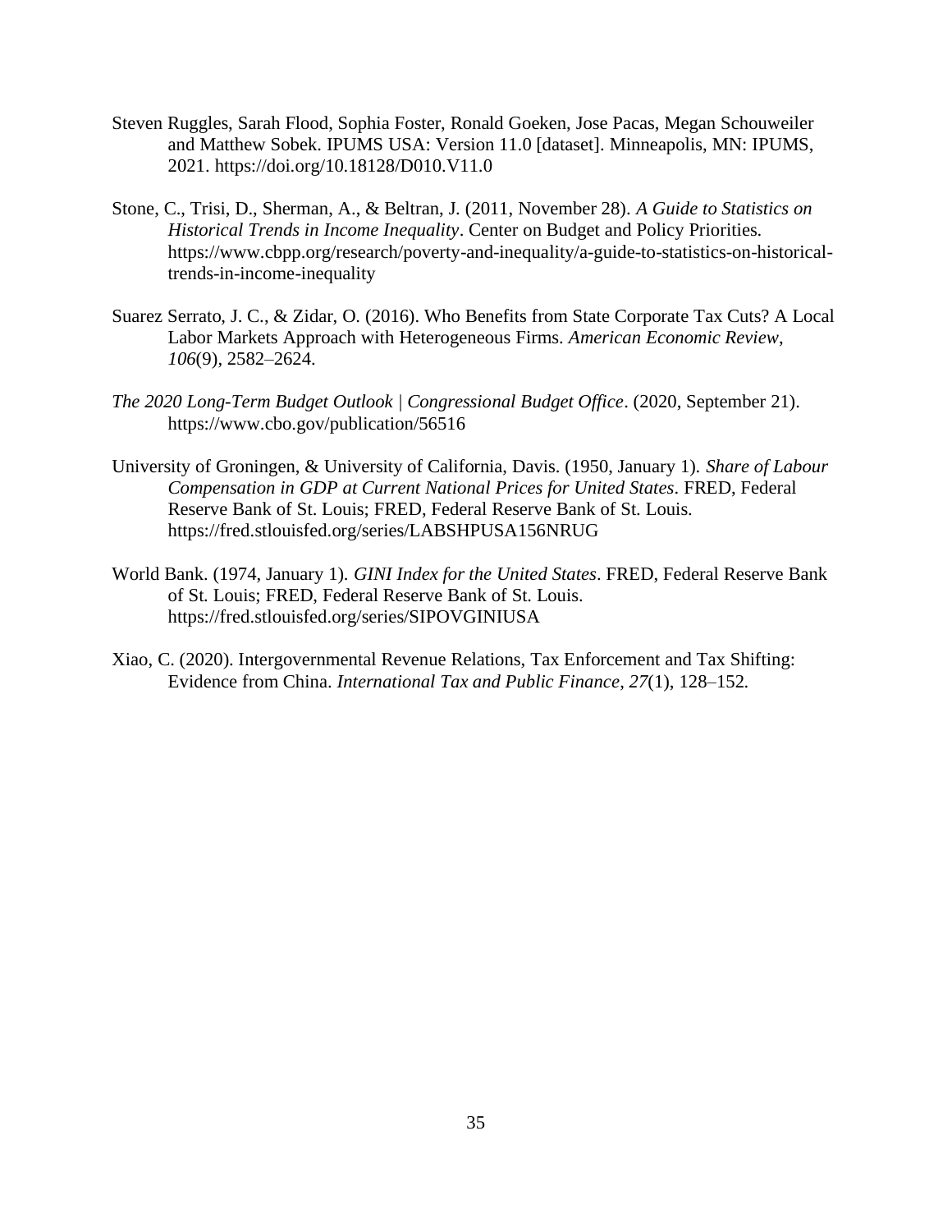Steven Ruggles, Sarah Flood, Sophia Foster, Ronald Goeken, Jose Pacas, Megan Schouweiler and Matthew Sobek. IPUMS USA: Version 11.0 [dataset]. Minneapolis, MN: IPUMS, 2021. https://doi.org/10.18128/D010.V11.0

Stone, C., Trisi, D., Sherman, A., & Beltran, J. (2011, November 28). *A Guide to Statistics on Historical Trends in Income Inequality*. Center on Budget and Policy Priorities. https://www.cbpp.org/research/poverty-and-inequality/a-guide-to-statistics-on-historical-trends-in-income-inequality

Suarez Serrato, J. C., & Zidar, O. (2016). Who Benefits from State Corporate Tax Cuts? A Local Labor Markets Approach with Heterogeneous Firms. *American Economic Review*, *106*(9), 2582–2624.

*The 2020 Long-Term Budget Outlook | Congressional Budget Office*. (2020, September 21). https://www.cbo.gov/publication/56516

University of Groningen, & University of California, Davis. (1950, January 1). *Share of Labour Compensation in GDP at Current National Prices for United States*. FRED, Federal Reserve Bank of St. Louis; FRED, Federal Reserve Bank of St. Louis. https://fred.stlouisfed.org/series/LABSHPUSA156NRUG

World Bank. (1974, January 1). *GINI Index for the United States*. FRED, Federal Reserve Bank of St. Louis; FRED, Federal Reserve Bank of St. Louis. https://fred.stlouisfed.org/series/SIPOVGINIUSA

Xiao, C. (2020). Intergovernmental Revenue Relations, Tax Enforcement and Tax Shifting: Evidence from China. *International Tax and Public Finance*, *27*(1), 128–152.